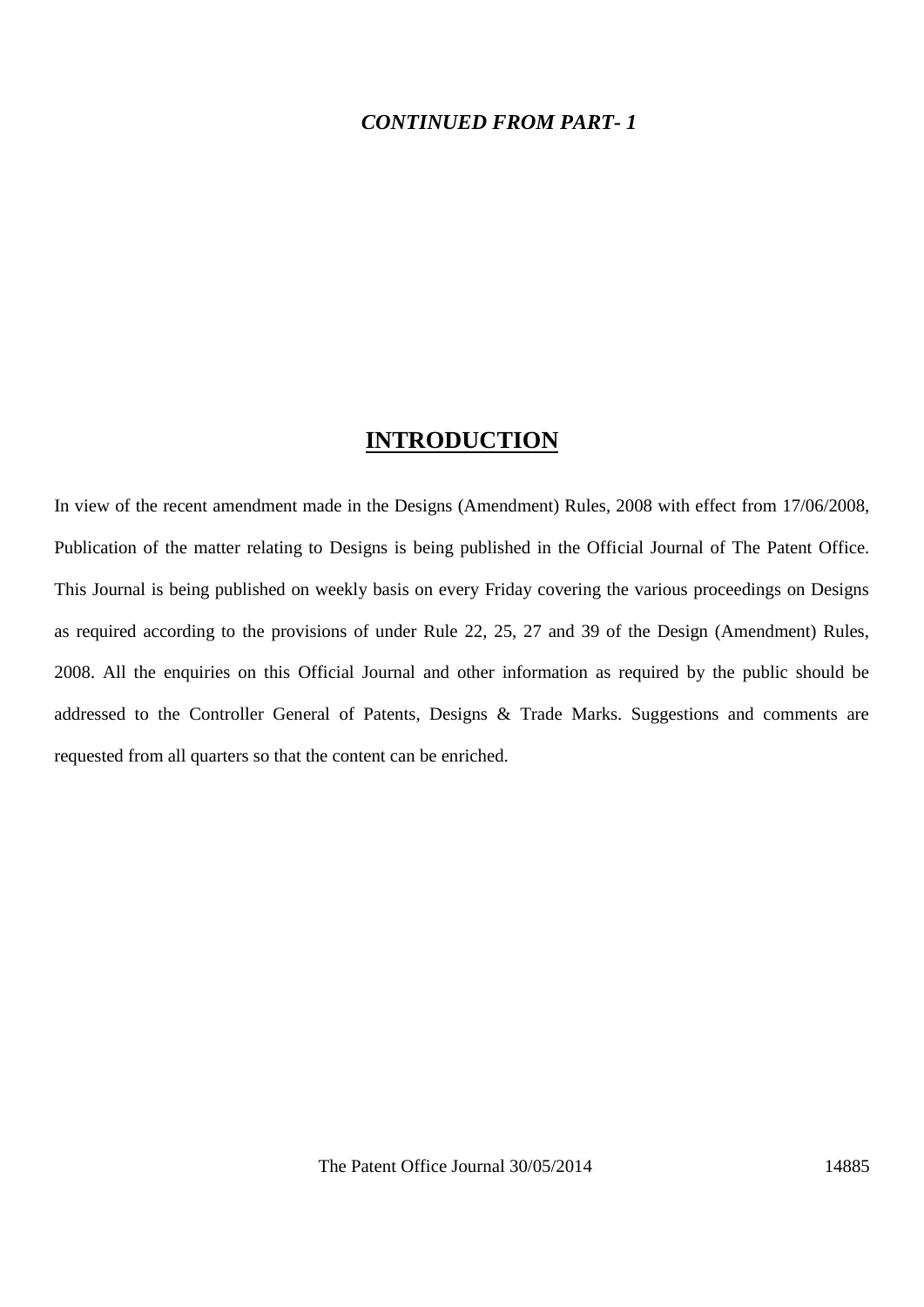***CONTINUED FROM PART- 1***

# INTRODUCTION

In view of the recent amendment made in the Designs (Amendment) Rules, 2008 with effect from 17/06/2008, Publication of the matter relating to Designs is being published in the Official Journal of The Patent Office. This Journal is being published on weekly basis on every Friday covering the various proceedings on Designs as required according to the provisions of under Rule 22, 25, 27 and 39 of the Design (Amendment) Rules, 2008. All the enquiries on this Official Journal and other information as required by the public should be addressed to the Controller General of Patents, Designs & Trade Marks. Suggestions and comments are requested from all quarters so that the content can be enriched.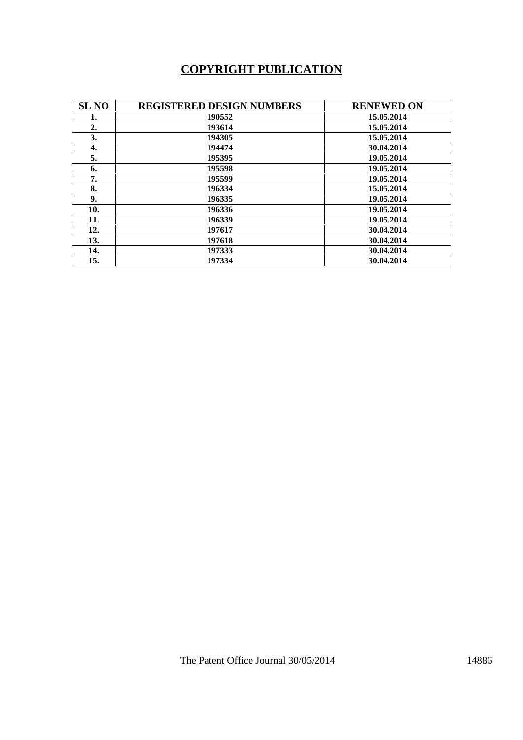## COPYRIGHT PUBLICATION

| SL NO | REGISTERED DESIGN NUMBERS | RENEWED ON |
|---|---|---|
| 1. | 190552 | 15.05.2014 |
| 2. | 193614 | 15.05.2014 |
| 3. | 194305 | 15.05.2014 |
| 4. | 194474 | 30.04.2014 |
| 5. | 195395 | 19.05.2014 |
| 6. | 195598 | 19.05.2014 |
| 7. | 195599 | 19.05.2014 |
| 8. | 196334 | 15.05.2014 |
| 9. | 196335 | 19.05.2014 |
| 10. | 196336 | 19.05.2014 |
| 11. | 196339 | 19.05.2014 |
| 12. | 197617 | 30.04.2014 |
| 13. | 197618 | 30.04.2014 |
| 14. | 197333 | 30.04.2014 |
| 15. | 197334 | 30.04.2014 |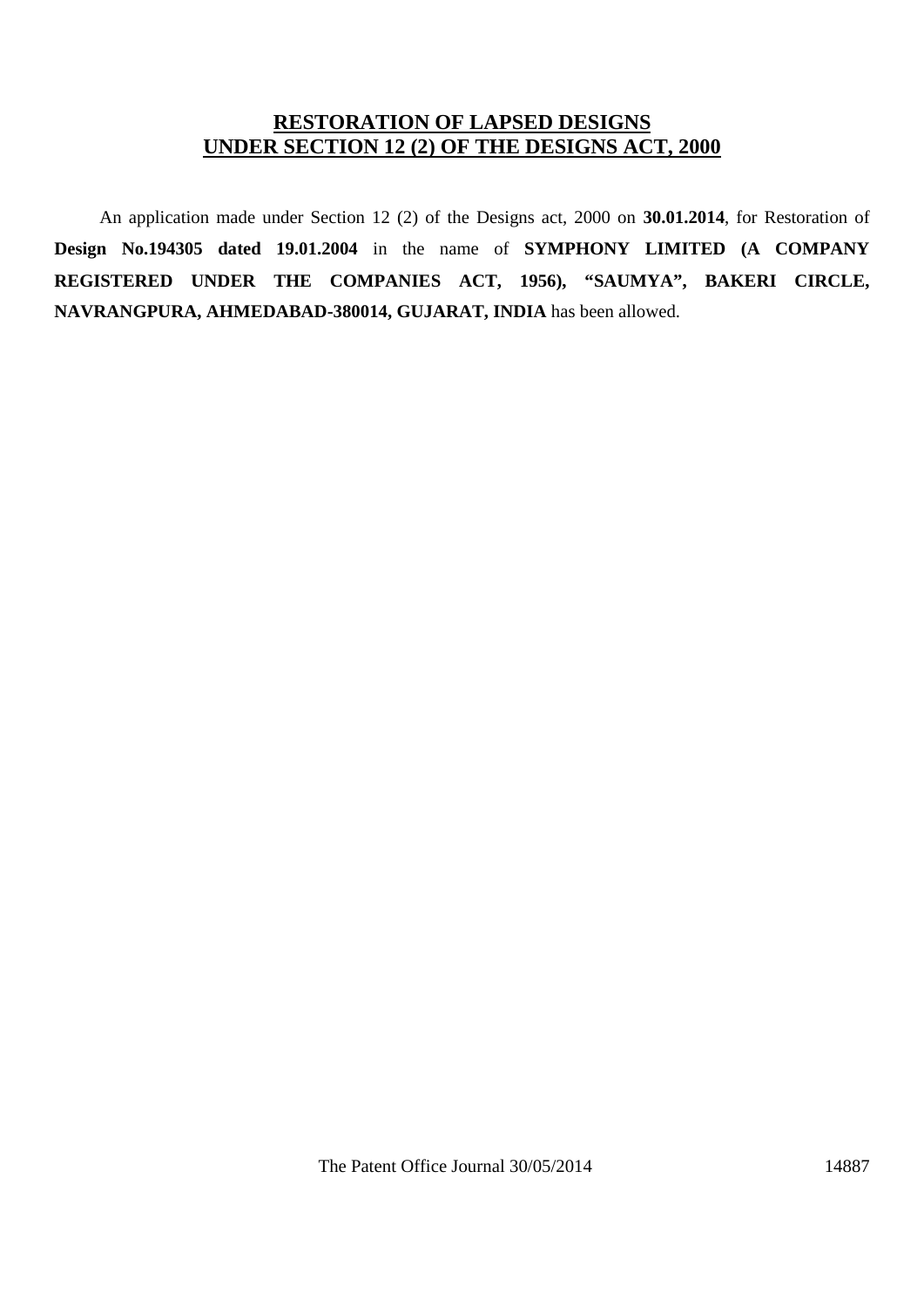## RESTORATION OF LAPSED DESIGNS UNDER SECTION 12 (2) OF THE DESIGNS ACT, 2000

An application made under Section 12 (2) of the Designs act, 2000 on **30.01.2014**, for Restoration of **Design No.194305 dated 19.01.2004** in the name of **SYMPHONY LIMITED (A COMPANY REGISTERED UNDER THE COMPANIES ACT, 1956), "SAUMYA", BAKERI CIRCLE, NAVRANGPURA, AHMEDABAD-380014, GUJARAT, INDIA** has been allowed.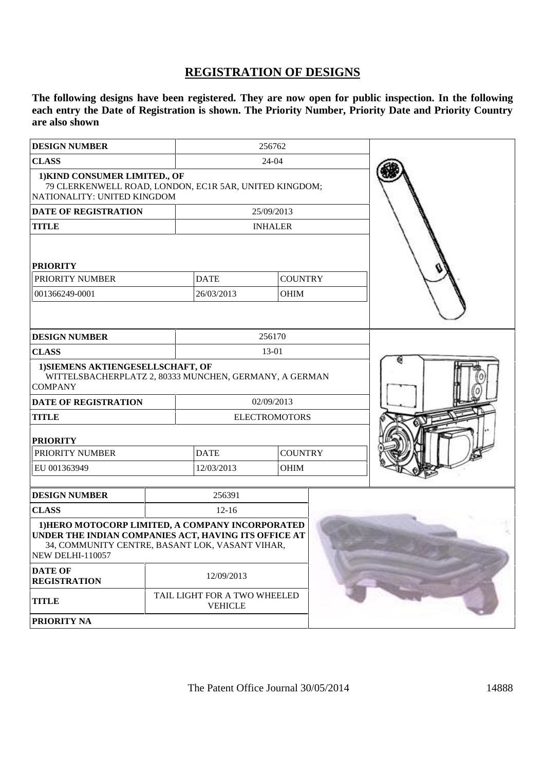## REGISTRATION OF DESIGNS

**The following designs have been registered. They are now open for public inspection. In the following each entry the Date of Registration is shown. The Priority Number, Priority Date and Priority Country are also shown**

| | | |
|---|---|---|
| **DESIGN NUMBER** | 256762 | |
| **CLASS** | 24-04 | |
| **1)KIND CONSUMER LIMITED., OF** 79 CLERKENWELL ROAD, LONDON, EC1R 5AR, UNITED KINGDOM; NATIONALITY: UNITED KINGDOM | | |
| **DATE OF REGISTRATION** | 25/09/2013 | |
| **TITLE** | INHALER | |
| **PRIORITY** | | |
| PRIORITY NUMBER | DATE | COUNTRY |
| 001366249-0001 | 26/03/2013 | OHIM |

| | | |
|---|---|---|
| **DESIGN NUMBER** | 256170 | |
| **CLASS** | 13-01 | |
| **1)SIEMENS AKTIENGESELLSCHAFT, OF** WITTELSBACHERPLATZ 2, 80333 MUNCHEN, GERMANY, A GERMAN COMPANY | | |
| **DATE OF REGISTRATION** | 02/09/2013 | |
| **TITLE** | ELECTROMOTORS | |
| **PRIORITY** | | |
| PRIORITY NUMBER | DATE | COUNTRY |
| EU 001363949 | 12/03/2013 | OHIM |

| | |
|---|---|
| **DESIGN NUMBER** | 256391 |
| **CLASS** | 12-16 |
| **1)HERO MOTOCORP LIMITED, A COMPANY INCORPORATED UNDER THE INDIAN COMPANIES ACT, HAVING ITS OFFICE AT** 34, COMMUNITY CENTRE, BASANT LOK, VASANT VIHAR, NEW DELHI-110057 | |
| **DATE OF REGISTRATION** | 12/09/2013 |
| **TITLE** | TAIL LIGHT FOR A TWO WHEELED VEHICLE |
| **PRIORITY NA** | |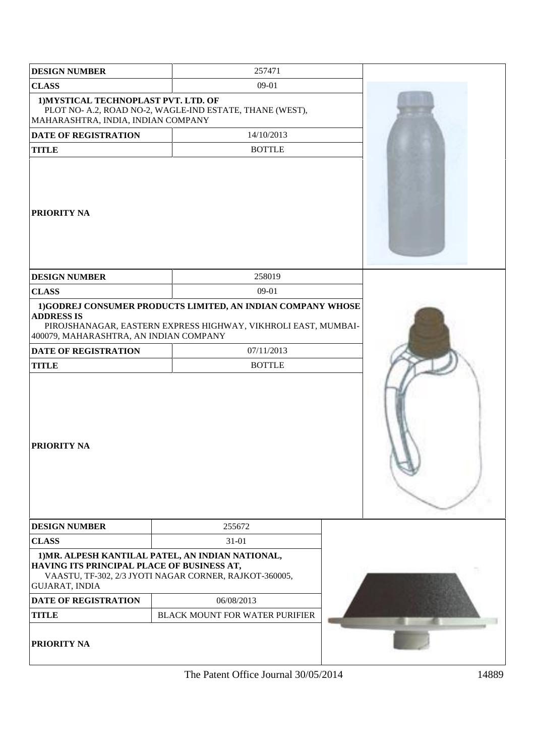| DESIGN NUMBER | 257471 |
|---|---|
| CLASS | 09-01 |
| 1)MYSTICAL TECHNOPLAST PVT. LTD. OF PLOT NO- A.2, ROAD NO-2, WAGLE-IND ESTATE, THANE (WEST), MAHARASHTRA, INDIA, INDIAN COMPANY | |
| DATE OF REGISTRATION | 14/10/2013 |
| TITLE | BOTTLE |
| PRIORITY NA | |

| DESIGN NUMBER | 258019 |
|---|---|
| CLASS | 09-01 |
| 1)GODREJ CONSUMER PRODUCTS LIMITED, AN INDIAN COMPANY WHOSE ADDRESS IS PIROJSHANAGAR, EASTERN EXPRESS HIGHWAY, VIKHROLI EAST, MUMBAI-400079, MAHARASHTRA, AN INDIAN COMPANY | |
| DATE OF REGISTRATION | 07/11/2013 |
| TITLE | BOTTLE |
| PRIORITY NA | |

| DESIGN NUMBER | 255672 |
|---|---|
| CLASS | 31-01 |
| 1)MR. ALPESH KANTILAL PATEL, AN INDIAN NATIONAL, HAVING ITS PRINCIPAL PLACE OF BUSINESS AT, VAASTU, TF-302, 2/3 JYOTI NAGAR CORNER, RAJKOT-360005, GUJARAT, INDIA | |
| DATE OF REGISTRATION | 06/08/2013 |
| TITLE | BLACK MOUNT FOR WATER PURIFIER |
| PRIORITY NA | |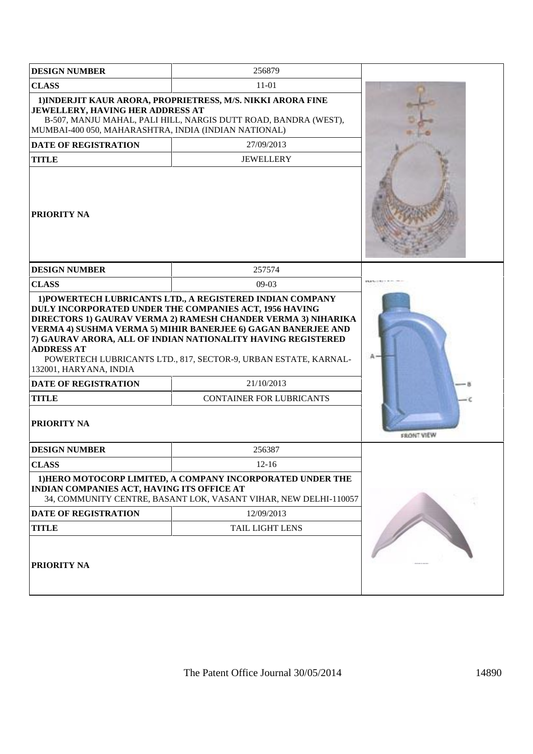| | |
|---|---|
| **DESIGN NUMBER** | 256879 |
| **CLASS** | 11-01 |
| **1)INDERJIT KAUR ARORA, PROPRIETRESS, M/S. NIKKI ARORA FINE JEWELLERY, HAVING HER ADDRESS AT** B-507, MANJU MAHAL, PALI HILL, NARGIS DUTT ROAD, BANDRA (WEST), MUMBAI-400 050, MAHARASHTRA, INDIA (INDIAN NATIONAL) | |
| **DATE OF REGISTRATION** | 27/09/2013 |
| **TITLE** | JEWELLERY |
| **PRIORITY NA** | |

| | |
|---|---|
| **DESIGN NUMBER** | 257574 |
| **CLASS** | 09-03 |
| **1)POWERTECH LUBRICANTS LTD., A REGISTERED INDIAN COMPANY DULY INCORPORATED UNDER THE COMPANIES ACT, 1956 HAVING DIRECTORS 1) GAURAV VERMA 2) RAMESH CHANDER VERMA 3) NIHARIKA VERMA 4) SUSHMA VERMA 5) MIHIR BANERJEE 6) GAGAN BANERJEE AND 7) GAURAV ARORA, ALL OF INDIAN NATIONALITY HAVING REGISTERED ADDRESS AT** POWERTECH LUBRICANTS LTD., 817, SECTOR-9, URBAN ESTATE, KARNAL-132001, HARYANA, INDIA | |
| **DATE OF REGISTRATION** | 21/10/2013 |
| **TITLE** | CONTAINER FOR LUBRICANTS |
| **PRIORITY NA** | |

| | |
|---|---|
| **DESIGN NUMBER** | 256387 |
| **CLASS** | 12-16 |
| **1)HERO MOTOCORP LIMITED, A COMPANY INCORPORATED UNDER THE INDIAN COMPANIES ACT, HAVING ITS OFFICE AT** 34, COMMUNITY CENTRE, BASANT LOK, VASANT VIHAR, NEW DELHI-110057 | |
| **DATE OF REGISTRATION** | 12/09/2013 |
| **TITLE** | TAIL LIGHT LENS |
| **PRIORITY NA** | |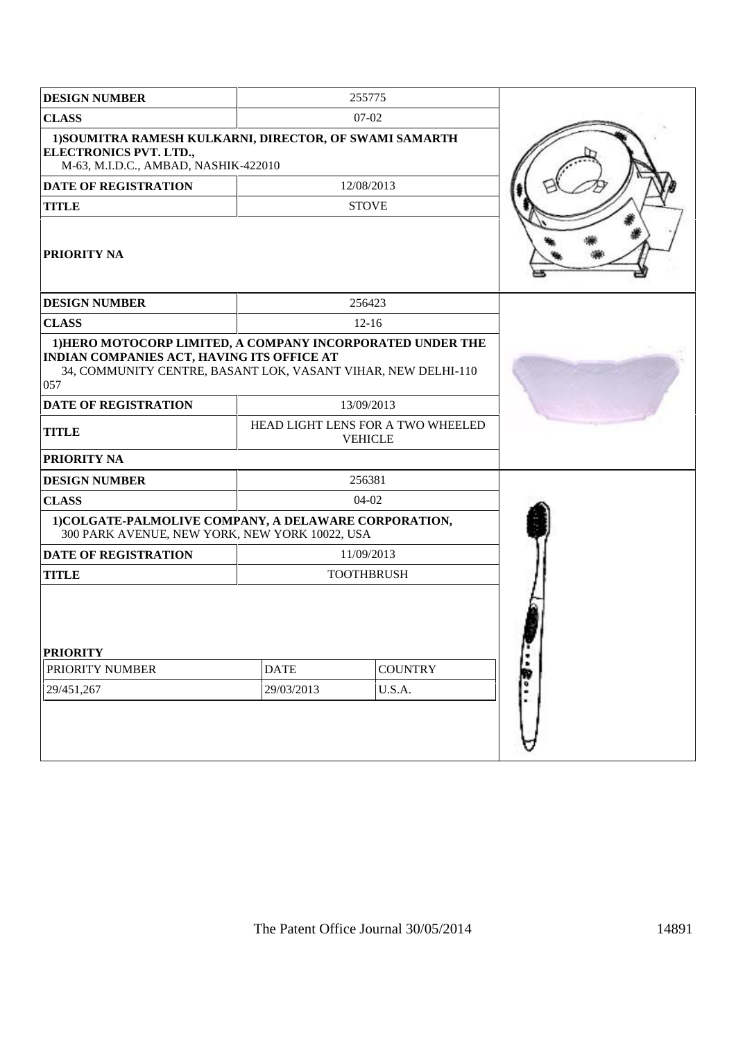| | |
|---|---|
| **DESIGN NUMBER** | 255775 |
| **CLASS** | 07-02 |
| **1)SOUMITRA RAMESH KULKARNI, DIRECTOR, OF SWAMI SAMARTH ELECTRONICS PVT. LTD.,** M-63, M.I.D.C., AMBAD, NASHIK-422010 | |
| **DATE OF REGISTRATION** | 12/08/2013 |
| **TITLE** | STOVE |
| **PRIORITY NA** | |

| | |
|---|---|
| **DESIGN NUMBER** | 256423 |
| **CLASS** | 12-16 |
| **1)HERO MOTOCORP LIMITED, A COMPANY INCORPORATED UNDER THE INDIAN COMPANIES ACT, HAVING ITS OFFICE AT** 34, COMMUNITY CENTRE, BASANT LOK, VASANT VIHAR, NEW DELHI-110 057 | |
| **DATE OF REGISTRATION** | 13/09/2013 |
| **TITLE** | HEAD LIGHT LENS FOR A TWO WHEELED VEHICLE |
| **PRIORITY NA** | |

| | |
|---|---|
| **DESIGN NUMBER** | 256381 |
| **CLASS** | 04-02 |
| **1)COLGATE-PALMOLIVE COMPANY, A DELAWARE CORPORATION,** 300 PARK AVENUE, NEW YORK, NEW YORK 10022, USA | |
| **DATE OF REGISTRATION** | 11/09/2013 |
| **TITLE** | TOOTHBRUSH |

**PRIORITY**

| PRIORITY NUMBER | DATE | COUNTRY |
|---|---|---|
| 29/451,267 | 29/03/2013 | U.S.A. |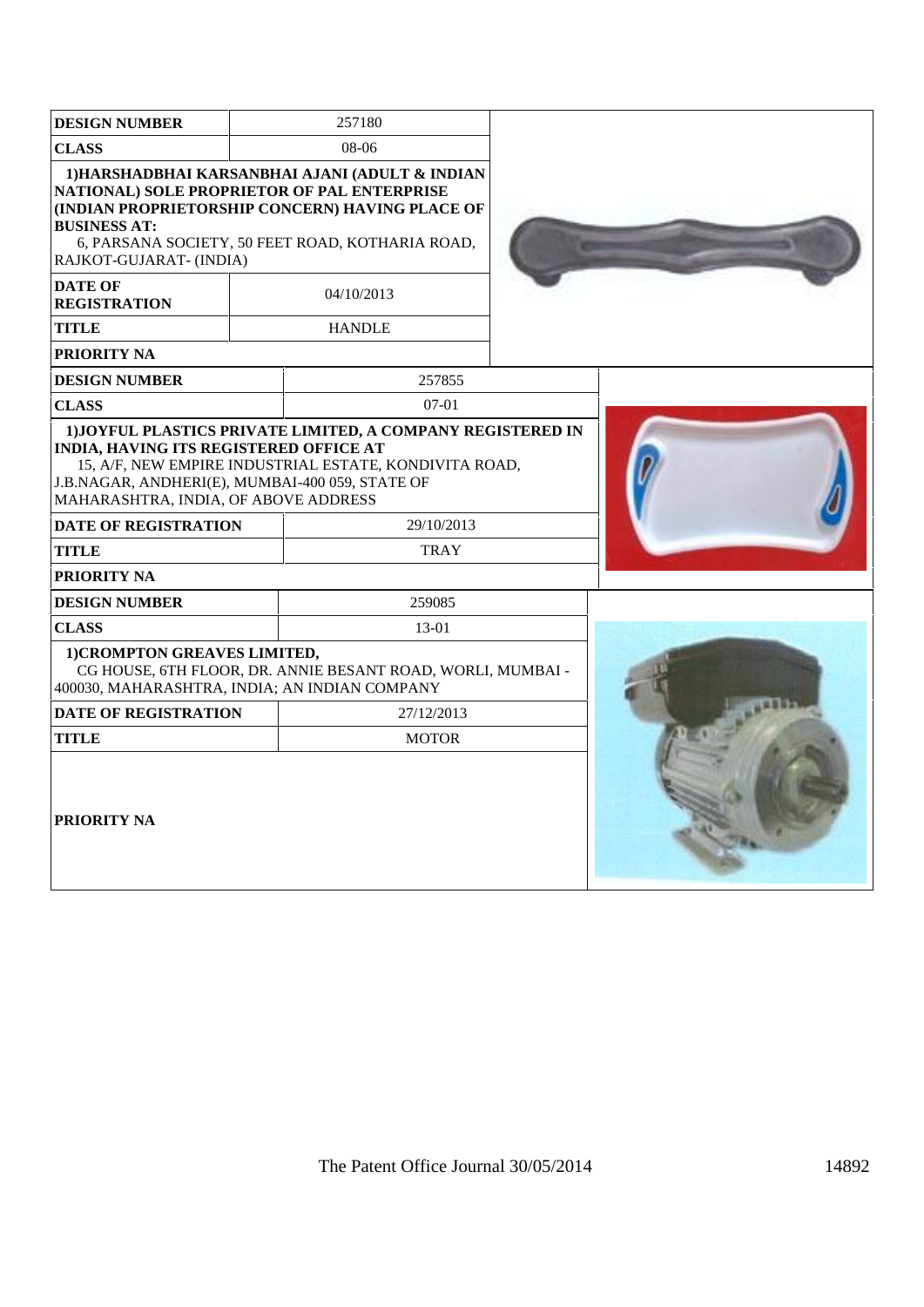| | |
|---|---|
| **DESIGN NUMBER** | 257180 |
| **CLASS** | 08-06 |
| **1)HARSHADBHAI KARSANBHAI AJANI (ADULT & INDIAN NATIONAL) SOLE PROPRIETOR OF PAL ENTERPRISE (INDIAN PROPRIETORSHIP CONCERN) HAVING PLACE OF BUSINESS AT:** 6, PARSANA SOCIETY, 50 FEET ROAD, KOTHARIA ROAD, RAJKOT-GUJARAT- (INDIA) | |
| **DATE OF REGISTRATION** | 04/10/2013 |
| **TITLE** | HANDLE |
| **PRIORITY NA** | |

| | |
|---|---|
| **DESIGN NUMBER** | 257855 |
| **CLASS** | 07-01 |
| **1)JOYFUL PLASTICS PRIVATE LIMITED, A COMPANY REGISTERED IN INDIA, HAVING ITS REGISTERED OFFICE AT** 15, A/F, NEW EMPIRE INDUSTRIAL ESTATE, KONDIVITA ROAD, J.B.NAGAR, ANDHERI(E), MUMBAI-400 059, STATE OF MAHARASHTRA, INDIA, OF ABOVE ADDRESS | |
| **DATE OF REGISTRATION** | 29/10/2013 |
| **TITLE** | TRAY |
| **PRIORITY NA** | |

| | |
|---|---|
| **DESIGN NUMBER** | 259085 |
| **CLASS** | 13-01 |
| **1)CROMPTON GREAVES LIMITED,** CG HOUSE, 6TH FLOOR, DR. ANNIE BESANT ROAD, WORLI, MUMBAI - 400030, MAHARASHTRA, INDIA; AN INDIAN COMPANY | |
| **DATE OF REGISTRATION** | 27/12/2013 |
| **TITLE** | MOTOR |
| **PRIORITY NA** | |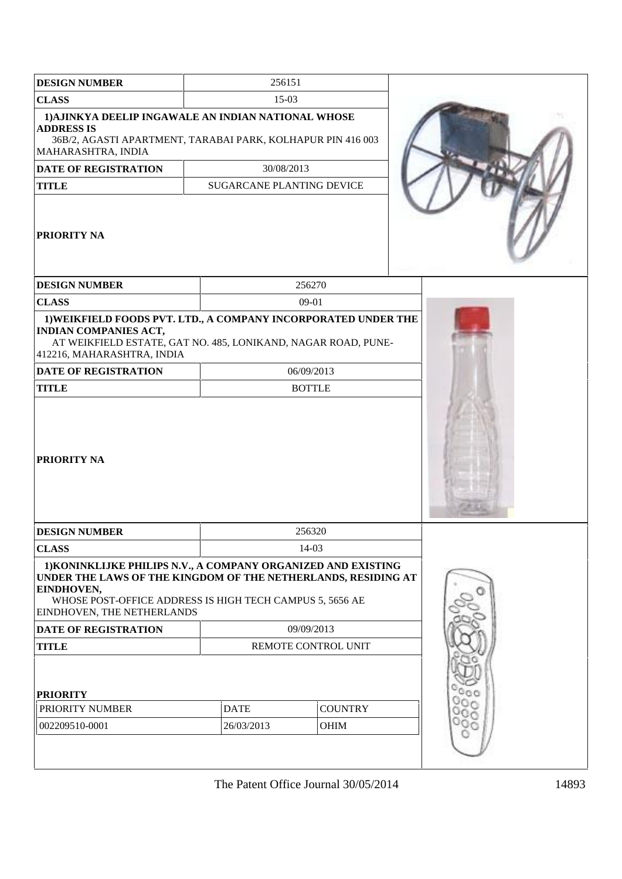| DESIGN NUMBER | 256151 |
| --- | --- |
| CLASS | 15-03 |
| 1)AJINKYA DEELIP INGAWALE AN INDIAN NATIONAL WHOSE ADDRESS IS 36B/2, AGASTI APARTMENT, TARABAI PARK, KOLHAPUR PIN 416 003 MAHARASHTRA, INDIA | |
| DATE OF REGISTRATION | 30/08/2013 |
| TITLE | SUGARCANE PLANTING DEVICE |
| PRIORITY NA | |

| DESIGN NUMBER | 256270 |
| --- | --- |
| CLASS | 09-01 |
| 1)WEIKFIELD FOODS PVT. LTD., A COMPANY INCORPORATED UNDER THE INDIAN COMPANIES ACT, AT WEIKFIELD ESTATE, GAT NO. 485, LONIKAND, NAGAR ROAD, PUNE-412216, MAHARASHTRA, INDIA | |
| DATE OF REGISTRATION | 06/09/2013 |
| TITLE | BOTTLE |
| PRIORITY NA | |

| DESIGN NUMBER | 256320 | |
| --- | --- | --- |
| CLASS | 14-03 | |
| 1)KONINKLIJKE PHILIPS N.V., A COMPANY ORGANIZED AND EXISTING UNDER THE LAWS OF THE KINGDOM OF THE NETHERLANDS, RESIDING AT EINDHOVEN, WHOSE POST-OFFICE ADDRESS IS HIGH TECH CAMPUS 5, 5656 AE EINDHOVEN, THE NETHERLANDS | | |
| DATE OF REGISTRATION | 09/09/2013 | |
| TITLE | REMOTE CONTROL UNIT | |
| PRIORITY | | |
| PRIORITY NUMBER | DATE | COUNTRY |
| 002209510-0001 | 26/03/2013 | OHIM |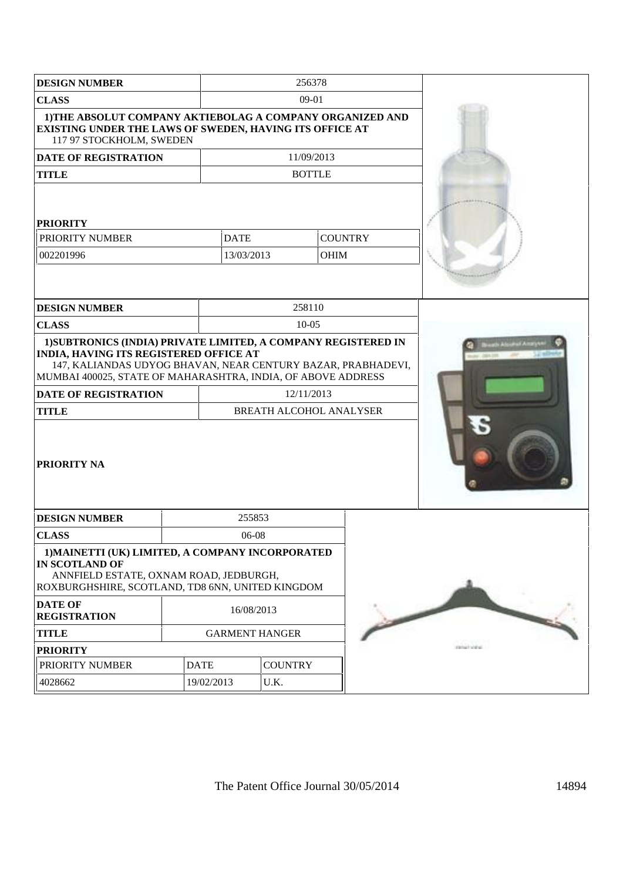| DESIGN NUMBER | 256378 | |
|---|---|---|
| CLASS | 09-01 | |
| 1)THE ABSOLUT COMPANY AKTIEBOLAG A COMPANY ORGANIZED AND EXISTING UNDER THE LAWS OF SWEDEN, HAVING ITS OFFICE AT 117 97 STOCKHOLM, SWEDEN | | |
| DATE OF REGISTRATION | 11/09/2013 | |
| TITLE | BOTTLE | |
| PRIORITY | | |
| PRIORITY NUMBER | DATE | COUNTRY |
| 002201996 | 13/03/2013 | OHIM |

| DESIGN NUMBER | 258110 |
|---|---|
| CLASS | 10-05 |
| 1)SUBTRONICS (INDIA) PRIVATE LIMITED, A COMPANY REGISTERED IN INDIA, HAVING ITS REGISTERED OFFICE AT 147, KALIANDAS UDYOG BHAVAN, NEAR CENTURY BAZAR, PRABHADEVI, MUMBAI 400025, STATE OF MAHARASHTRA, INDIA, OF ABOVE ADDRESS | |
| DATE OF REGISTRATION | 12/11/2013 |
| TITLE | BREATH ALCOHOL ANALYSER |
| PRIORITY NA | |

| DESIGN NUMBER | 255853 | |
|---|---|---|
| CLASS | 06-08 | |
| 1)MAINETTI (UK) LIMITED, A COMPANY INCORPORATED IN SCOTLAND OF ANNFIELD ESTATE, OXNAM ROAD, JEDBURGH, ROXBURGHSHIRE, SCOTLAND, TD8 6NN, UNITED KINGDOM | | |
| DATE OF REGISTRATION | 16/08/2013 | |
| TITLE | GARMENT HANGER | |
| PRIORITY | | |
| PRIORITY NUMBER | DATE | COUNTRY |
| 4028662 | 19/02/2013 | U.K. |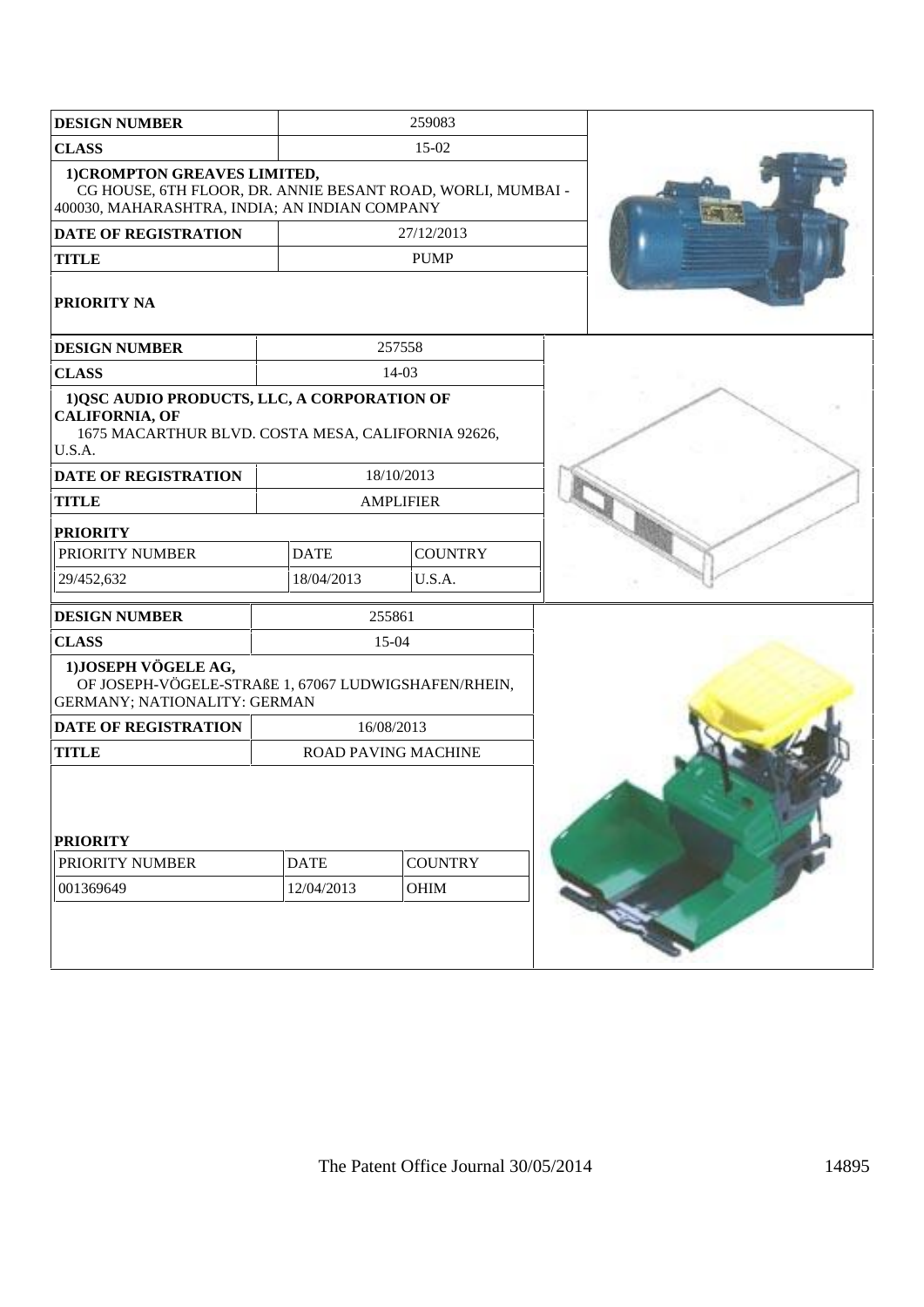| | |
|---|---|
| **DESIGN NUMBER** | 259083 |
| **CLASS** | 15-02 |
| **1)CROMPTON GREAVES LIMITED,** CG HOUSE, 6TH FLOOR, DR. ANNIE BESANT ROAD, WORLI, MUMBAI - 400030, MAHARASHTRA, INDIA; AN INDIAN COMPANY | |
| **DATE OF REGISTRATION** | 27/12/2013 |
| **TITLE** | PUMP |
| **PRIORITY NA** | |

| | |
|---|---|
| **DESIGN NUMBER** | 257558 |
| **CLASS** | 14-03 |
| **1)QSC AUDIO PRODUCTS, LLC, A CORPORATION OF CALIFORNIA, OF** 1675 MACARTHUR BLVD. COSTA MESA, CALIFORNIA 92626, U.S.A. | |
| **DATE OF REGISTRATION** | 18/10/2013 |
| **TITLE** | AMPLIFIER |

**PRIORITY**

| PRIORITY NUMBER | DATE | COUNTRY |
|---|---|---|
| 29/452,632 | 18/04/2013 | U.S.A. |

| | |
|---|---|
| **DESIGN NUMBER** | 255861 |
| **CLASS** | 15-04 |
| **1)JOSEPH VÖGELE AG,** OF JOSEPH-VÖGELE-STRAßE 1, 67067 LUDWIGSHAFEN/RHEIN, GERMANY; NATIONALITY: GERMAN | |
| **DATE OF REGISTRATION** | 16/08/2013 |
| **TITLE** | ROAD PAVING MACHINE |

**PRIORITY**

| PRIORITY NUMBER | DATE | COUNTRY |
|---|---|---|
| 001369649 | 12/04/2013 | OHIM |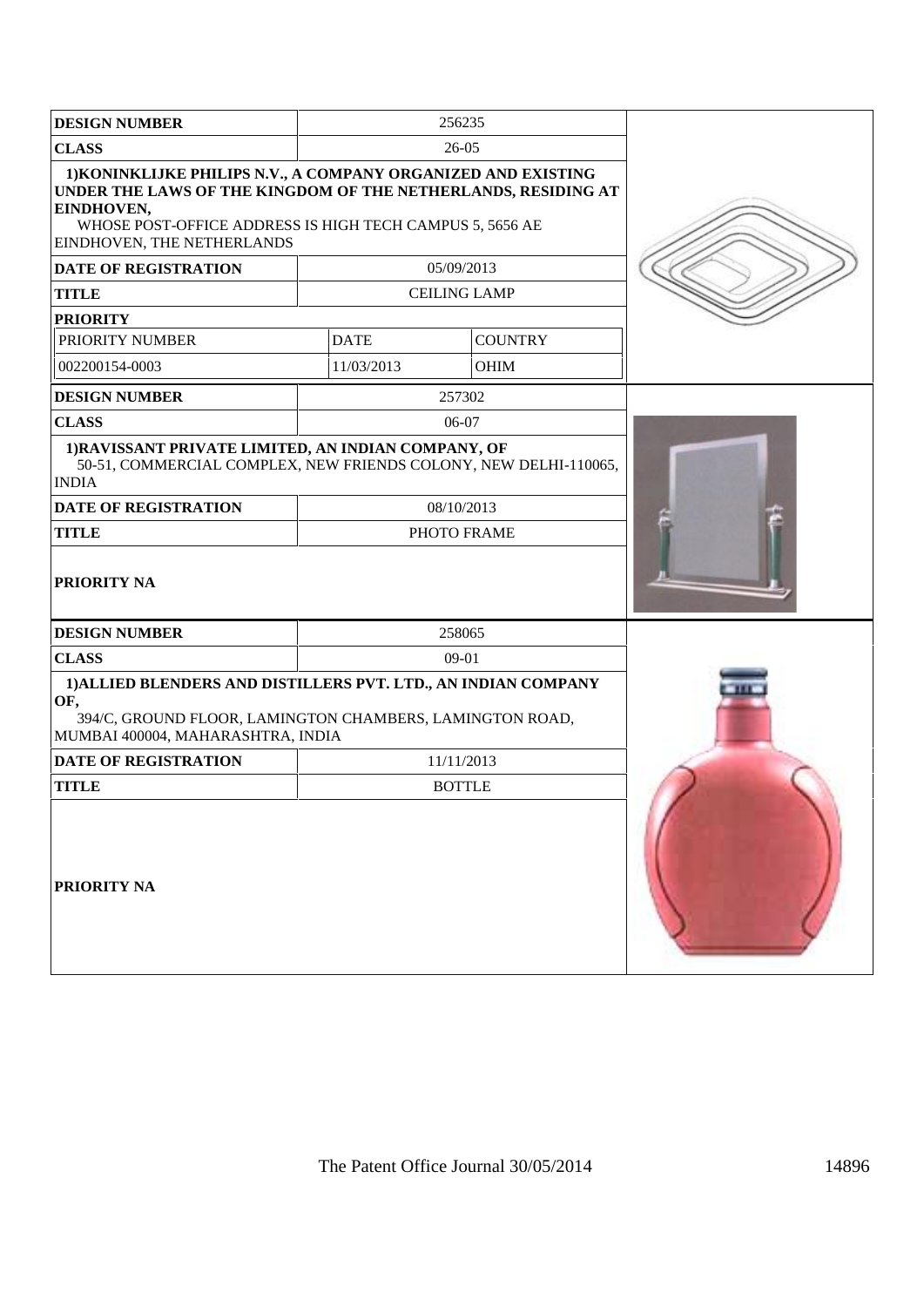| DESIGN NUMBER | 256235 | |
| --- | --- | --- |
| CLASS | 26-05 | |
| 1)KONINKLIJKE PHILIPS N.V., A COMPANY ORGANIZED AND EXISTING UNDER THE LAWS OF THE KINGDOM OF THE NETHERLANDS, RESIDING AT EINDHOVEN, WHOSE POST-OFFICE ADDRESS IS HIGH TECH CAMPUS 5, 5656 AE EINDHOVEN, THE NETHERLANDS | | |
| DATE OF REGISTRATION | 05/09/2013 | |
| TITLE | CEILING LAMP | |
| PRIORITY | | |
| PRIORITY NUMBER | DATE | COUNTRY |
| 002200154-0003 | 11/03/2013 | OHIM |

| DESIGN NUMBER | 257302 |
| --- | --- |
| CLASS | 06-07 |
| 1)RAVISSANT PRIVATE LIMITED, AN INDIAN COMPANY, OF 50-51, COMMERCIAL COMPLEX, NEW FRIENDS COLONY, NEW DELHI-110065, INDIA | |
| DATE OF REGISTRATION | 08/10/2013 |
| TITLE | PHOTO FRAME |
| PRIORITY NA | |

| DESIGN NUMBER | 258065 |
| --- | --- |
| CLASS | 09-01 |
| 1)ALLIED BLENDERS AND DISTILLERS PVT. LTD., AN INDIAN COMPANY OF, 394/C, GROUND FLOOR, LAMINGTON CHAMBERS, LAMINGTON ROAD, MUMBAI 400004, MAHARASHTRA, INDIA | |
| DATE OF REGISTRATION | 11/11/2013 |
| TITLE | BOTTLE |
| PRIORITY NA | |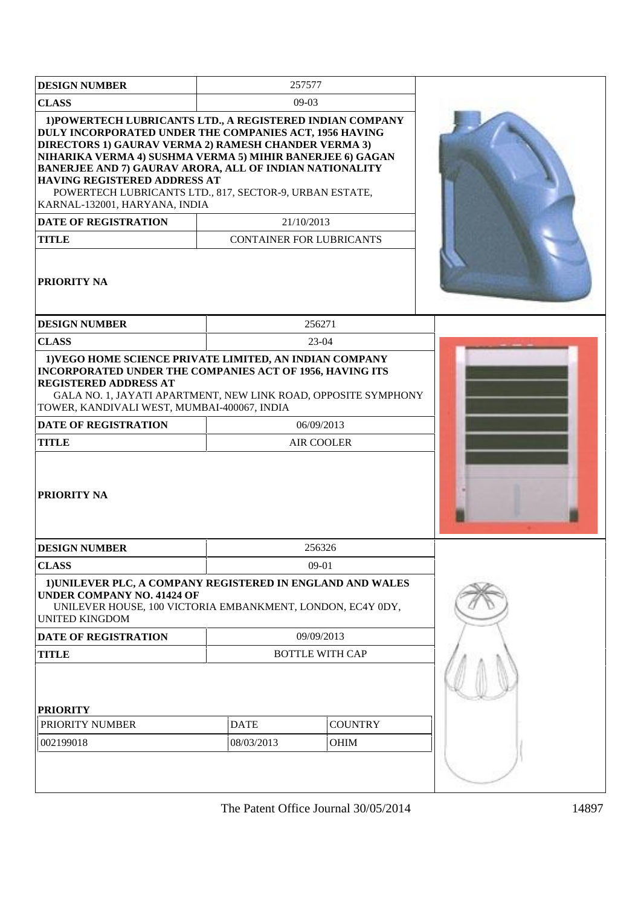| | |
|---|---|
| **DESIGN NUMBER** | 257577 |
| **CLASS** | 09-03 |
| **1)POWERTECH LUBRICANTS LTD., A REGISTERED INDIAN COMPANY DULY INCORPORATED UNDER THE COMPANIES ACT, 1956 HAVING DIRECTORS 1) GAURAV VERMA 2) RAMESH CHANDER VERMA 3) NIHARIKA VERMA 4) SUSHMA VERMA 5) MIHIR BANERJEE 6) GAGAN BANERJEE AND 7) GAURAV ARORA, ALL OF INDIAN NATIONALITY HAVING REGISTERED ADDRESS AT** POWERTECH LUBRICANTS LTD., 817, SECTOR-9, URBAN ESTATE, KARNAL-132001, HARYANA, INDIA | |
| **DATE OF REGISTRATION** | 21/10/2013 |
| **TITLE** | CONTAINER FOR LUBRICANTS |
| **PRIORITY NA** | |

| | |
|---|---|
| **DESIGN NUMBER** | 256271 |
| **CLASS** | 23-04 |
| **1)VEGO HOME SCIENCE PRIVATE LIMITED, AN INDIAN COMPANY INCORPORATED UNDER THE COMPANIES ACT OF 1956, HAVING ITS REGISTERED ADDRESS AT** GALA NO. 1, JAYATI APARTMENT, NEW LINK ROAD, OPPOSITE SYMPHONY TOWER, KANDIVALI WEST, MUMBAI-400067, INDIA | |
| **DATE OF REGISTRATION** | 06/09/2013 |
| **TITLE** | AIR COOLER |
| **PRIORITY NA** | |

| | |
|---|---|
| **DESIGN NUMBER** | 256326 |
| **CLASS** | 09-01 |
| **1)UNILEVER PLC, A COMPANY REGISTERED IN ENGLAND AND WALES UNDER COMPANY NO. 41424 OF** UNILEVER HOUSE, 100 VICTORIA EMBANKMENT, LONDON, EC4Y 0DY, UNITED KINGDOM | |
| **DATE OF REGISTRATION** | 09/09/2013 |
| **TITLE** | BOTTLE WITH CAP |

**PRIORITY**

| PRIORITY NUMBER | DATE | COUNTRY |
|---|---|---|
| 002199018 | 08/03/2013 | OHIM |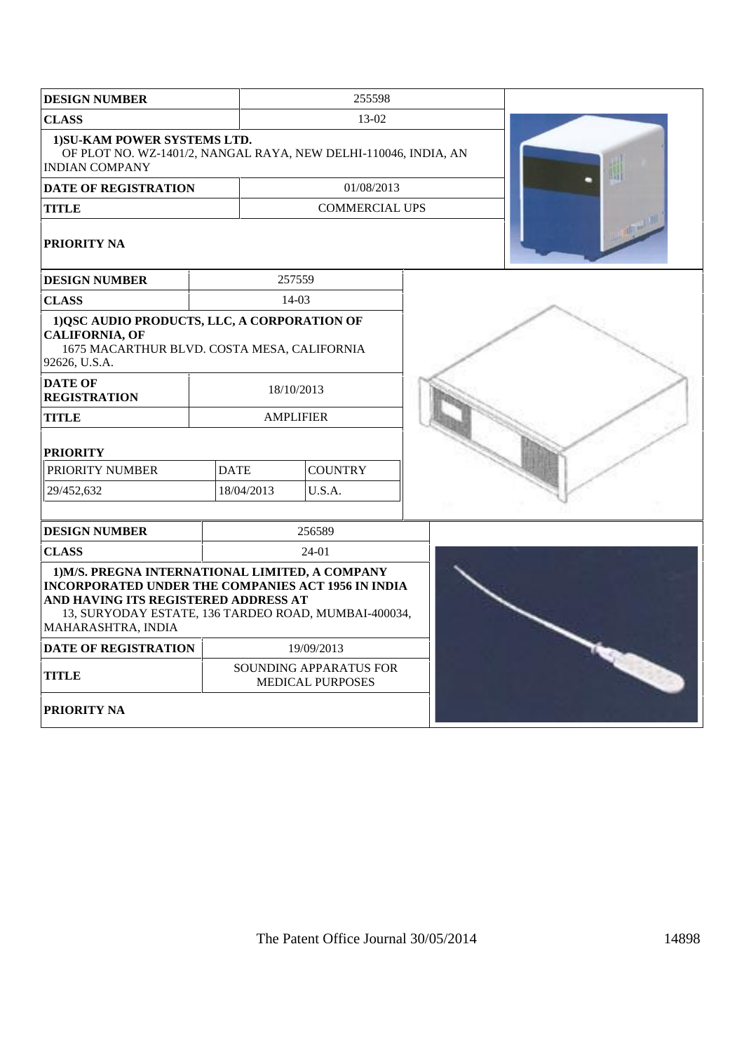| | |
|---|---|
| **DESIGN NUMBER** | 255598 |
| **CLASS** | 13-02 |
| **1)SU-KAM POWER SYSTEMS LTD.** OF PLOT NO. WZ-1401/2, NANGAL RAYA, NEW DELHI-110046, INDIA, AN INDIAN COMPANY | |
| **DATE OF REGISTRATION** | 01/08/2013 |
| **TITLE** | COMMERCIAL UPS |
| **PRIORITY NA** | |

| | |
|---|---|
| **DESIGN NUMBER** | 257559 |
| **CLASS** | 14-03 |
| **1)QSC AUDIO PRODUCTS, LLC, A CORPORATION OF CALIFORNIA, OF** 1675 MACARTHUR BLVD. COSTA MESA, CALIFORNIA 92626, U.S.A. | |
| **DATE OF REGISTRATION** | 18/10/2013 |
| **TITLE** | AMPLIFIER |

**PRIORITY**

| PRIORITY NUMBER | DATE | COUNTRY |
|---|---|---|
| 29/452,632 | 18/04/2013 | U.S.A. |

| | |
|---|---|
| **DESIGN NUMBER** | 256589 |
| **CLASS** | 24-01 |
| **1)M/S. PREGNA INTERNATIONAL LIMITED, A COMPANY INCORPORATED UNDER THE COMPANIES ACT 1956 IN INDIA AND HAVING ITS REGISTERED ADDRESS AT** 13, SURYODAY ESTATE, 136 TARDEO ROAD, MUMBAI-400034, MAHARASHTRA, INDIA | |
| **DATE OF REGISTRATION** | 19/09/2013 |
| **TITLE** | SOUNDING APPARATUS FOR MEDICAL PURPOSES |
| **PRIORITY NA** | |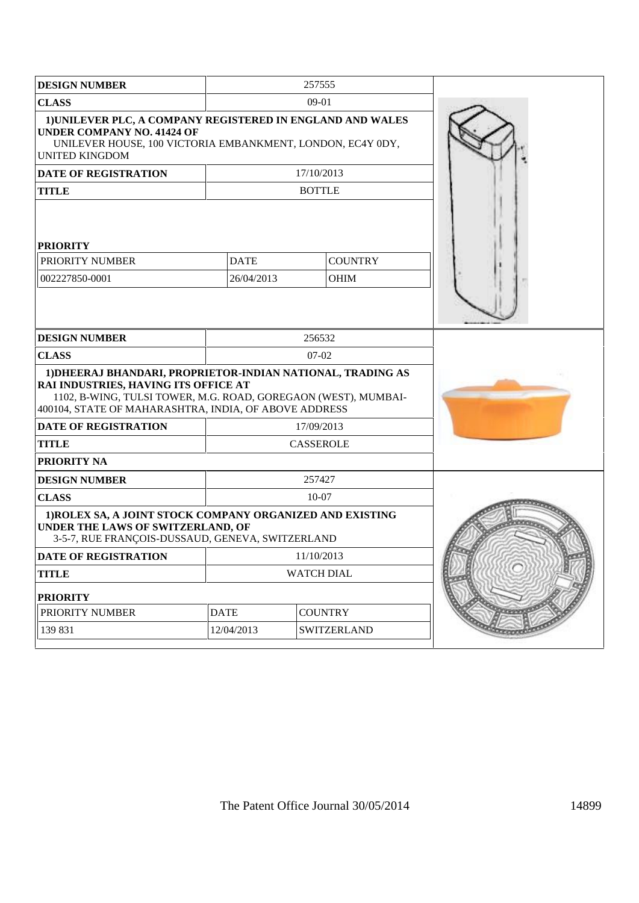| DESIGN NUMBER | 257555 | |
|---|---|---|
| CLASS | 09-01 | |

1)UNILEVER PLC, A COMPANY REGISTERED IN ENGLAND AND WALES UNDER COMPANY NO. 41424 OF
UNILEVER HOUSE, 100 VICTORIA EMBANKMENT, LONDON, EC4Y 0DY, UNITED KINGDOM

| | |
|---|---|
| DATE OF REGISTRATION | 17/10/2013 |
| TITLE | BOTTLE |

**PRIORITY**

| PRIORITY NUMBER | DATE | COUNTRY |
|---|---|---|
| 002227850-0001 | 26/04/2013 | OHIM |

| DESIGN NUMBER | 256532 |
|---|---|
| CLASS | 07-02 |

1)DHEERAJ BHANDARI, PROPRIETOR-INDIAN NATIONAL, TRADING AS RAI INDUSTRIES, HAVING ITS OFFICE AT
1102, B-WING, TULSI TOWER, M.G. ROAD, GOREGAON (WEST), MUMBAI-400104, STATE OF MAHARASHTRA, INDIA, OF ABOVE ADDRESS

| | |
|---|---|
| DATE OF REGISTRATION | 17/09/2013 |
| TITLE | CASSEROLE |

**PRIORITY NA**

| DESIGN NUMBER | 257427 |
|---|---|
| CLASS | 10-07 |

1)ROLEX SA, A JOINT STOCK COMPANY ORGANIZED AND EXISTING UNDER THE LAWS OF SWITZERLAND, OF
3-5-7, RUE FRANÇOIS-DUSSAUD, GENEVA, SWITZERLAND

| | |
|---|---|
| DATE OF REGISTRATION | 11/10/2013 |
| TITLE | WATCH DIAL |

**PRIORITY**

| PRIORITY NUMBER | DATE | COUNTRY |
|---|---|---|
| 139 831 | 12/04/2013 | SWITZERLAND |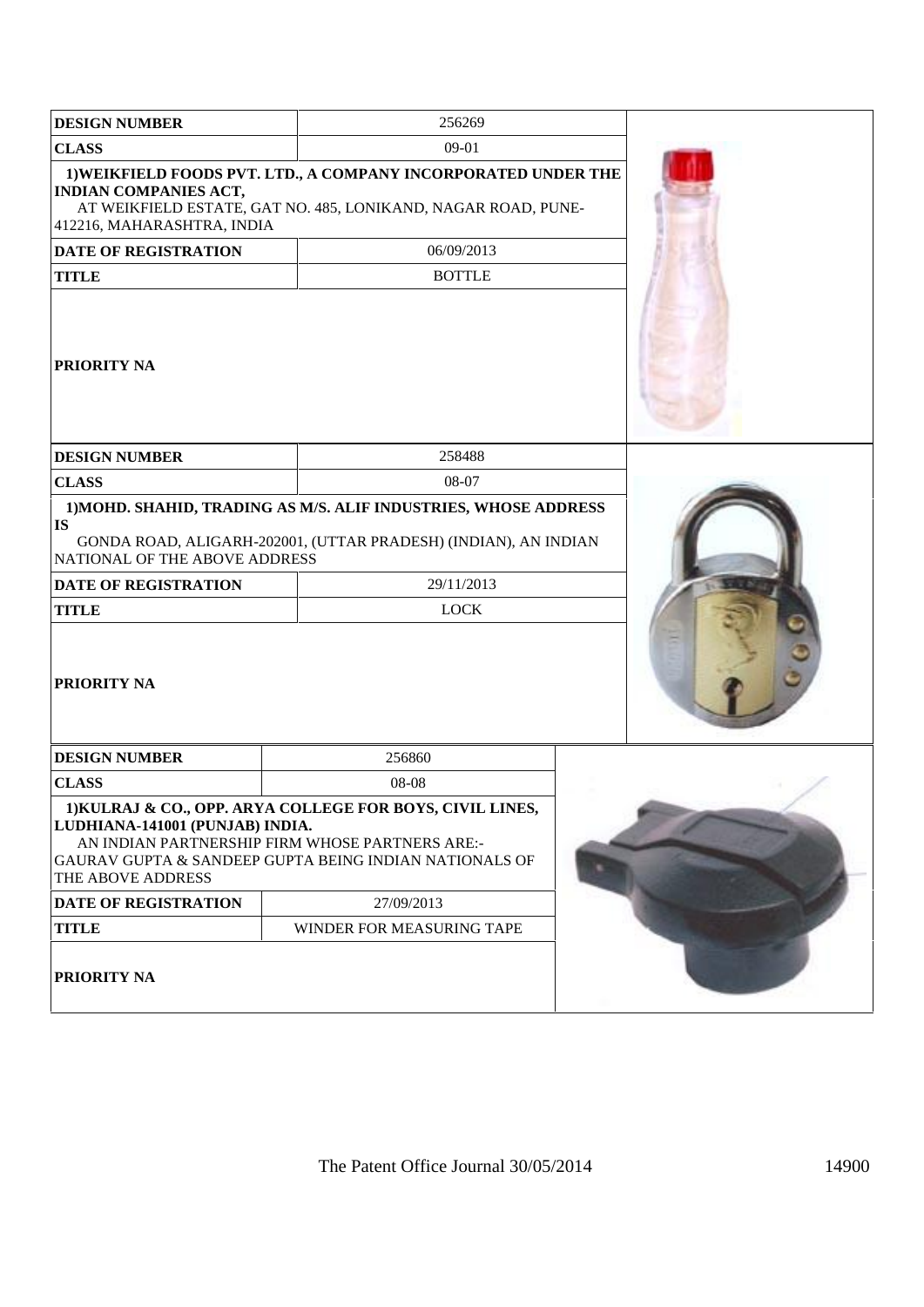| | |
|---|---|
| **DESIGN NUMBER** | 256269 |
| **CLASS** | 09-01 |
| **1)WEIKFIELD FOODS PVT. LTD., A COMPANY INCORPORATED UNDER THE INDIAN COMPANIES ACT,** AT WEIKFIELD ESTATE, GAT NO. 485, LONIKAND, NAGAR ROAD, PUNE-412216, MAHARASHTRA, INDIA | |
| **DATE OF REGISTRATION** | 06/09/2013 |
| **TITLE** | BOTTLE |
| **PRIORITY NA** | |

| | |
|---|---|
| **DESIGN NUMBER** | 258488 |
| **CLASS** | 08-07 |
| **1)MOHD. SHAHID, TRADING AS M/S. ALIF INDUSTRIES, WHOSE ADDRESS IS** GONDA ROAD, ALIGARH-202001, (UTTAR PRADESH) (INDIAN), AN INDIAN NATIONAL OF THE ABOVE ADDRESS | |
| **DATE OF REGISTRATION** | 29/11/2013 |
| **TITLE** | LOCK |
| **PRIORITY NA** | |

| | |
|---|---|
| **DESIGN NUMBER** | 256860 |
| **CLASS** | 08-08 |
| **1)KULRAJ & CO., OPP. ARYA COLLEGE FOR BOYS, CIVIL LINES, LUDHIANA-141001 (PUNJAB) INDIA.** AN INDIAN PARTNERSHIP FIRM WHOSE PARTNERS ARE:- GAURAV GUPTA & SANDEEP GUPTA BEING INDIAN NATIONALS OF THE ABOVE ADDRESS | |
| **DATE OF REGISTRATION** | 27/09/2013 |
| **TITLE** | WINDER FOR MEASURING TAPE |
| **PRIORITY NA** | |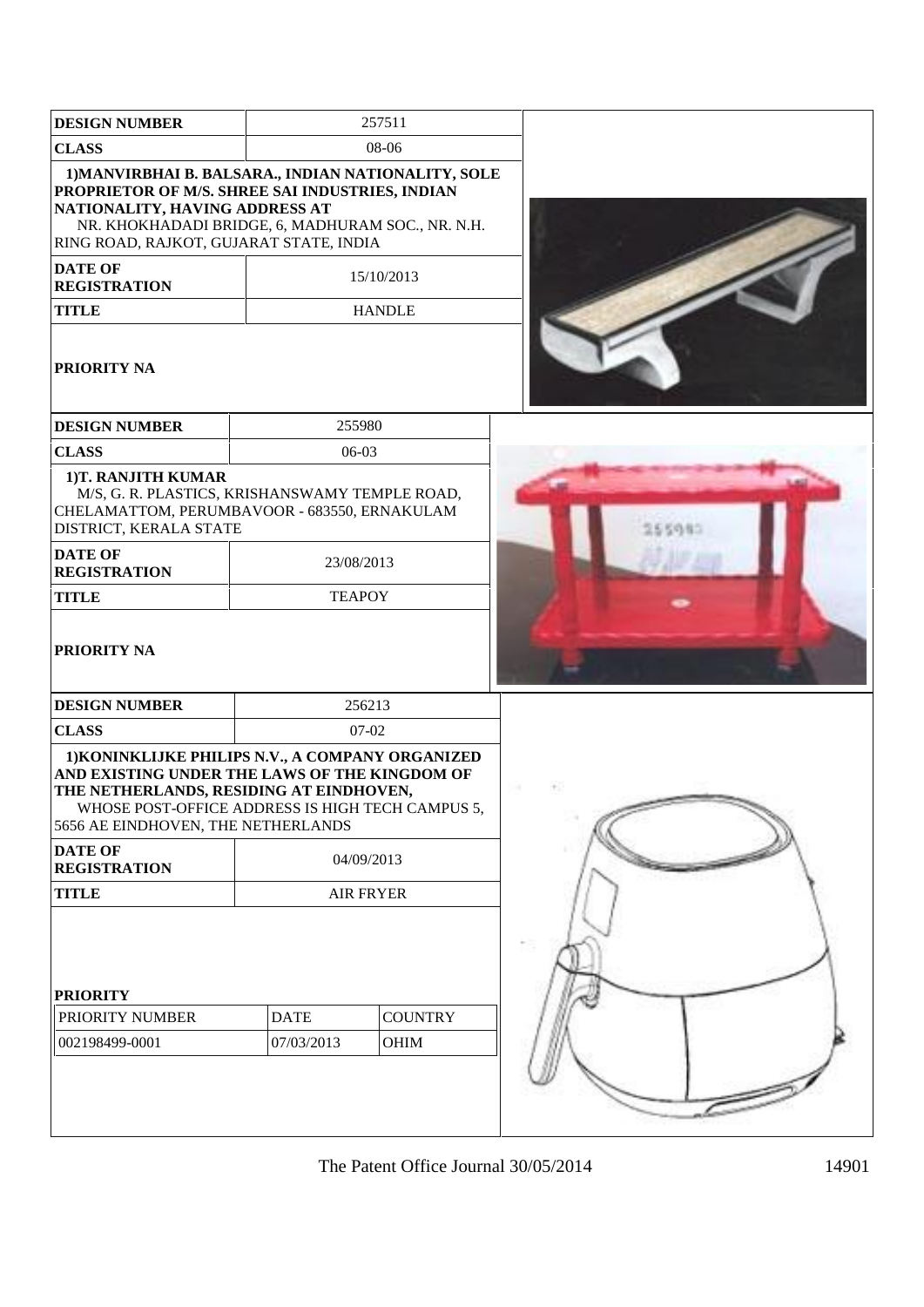| DESIGN NUMBER | 257511 |
| --- | --- |
| CLASS | 08-06 |
| 1)MANVIRBHAI B. BALSARA., INDIAN NATIONALITY, SOLE PROPRIETOR OF M/S. SHREE SAI INDUSTRIES, INDIAN NATIONALITY, HAVING ADDRESS AT NR. KHOKHADADI BRIDGE, 6, MADHURAM SOC., NR. N.H. RING ROAD, RAJKOT, GUJARAT STATE, INDIA | |
| DATE OF REGISTRATION | 15/10/2013 |
| TITLE | HANDLE |
| PRIORITY NA | |

| DESIGN NUMBER | 255980 |
| --- | --- |
| CLASS | 06-03 |
| 1)T. RANJITH KUMAR M/S, G. R. PLASTICS, KRISHANSWAMY TEMPLE ROAD, CHELAMATTOM, PERUMBAVOOR - 683550, ERNAKULAM DISTRICT, KERALA STATE | |
| DATE OF REGISTRATION | 23/08/2013 |
| TITLE | TEAPOY |
| PRIORITY NA | |

| DESIGN NUMBER | 256213 |
| --- | --- |
| CLASS | 07-02 |
| 1)KONINKLIJKE PHILIPS N.V., A COMPANY ORGANIZED AND EXISTING UNDER THE LAWS OF THE KINGDOM OF THE NETHERLANDS, RESIDING AT EINDHOVEN, WHOSE POST-OFFICE ADDRESS IS HIGH TECH CAMPUS 5, 5656 AE EINDHOVEN, THE NETHERLANDS | |
| DATE OF REGISTRATION | 04/09/2013 |
| TITLE | AIR FRYER |

**PRIORITY**

| PRIORITY NUMBER | DATE | COUNTRY |
| --- | --- | --- |
| 002198499-0001 | 07/03/2013 | OHIM |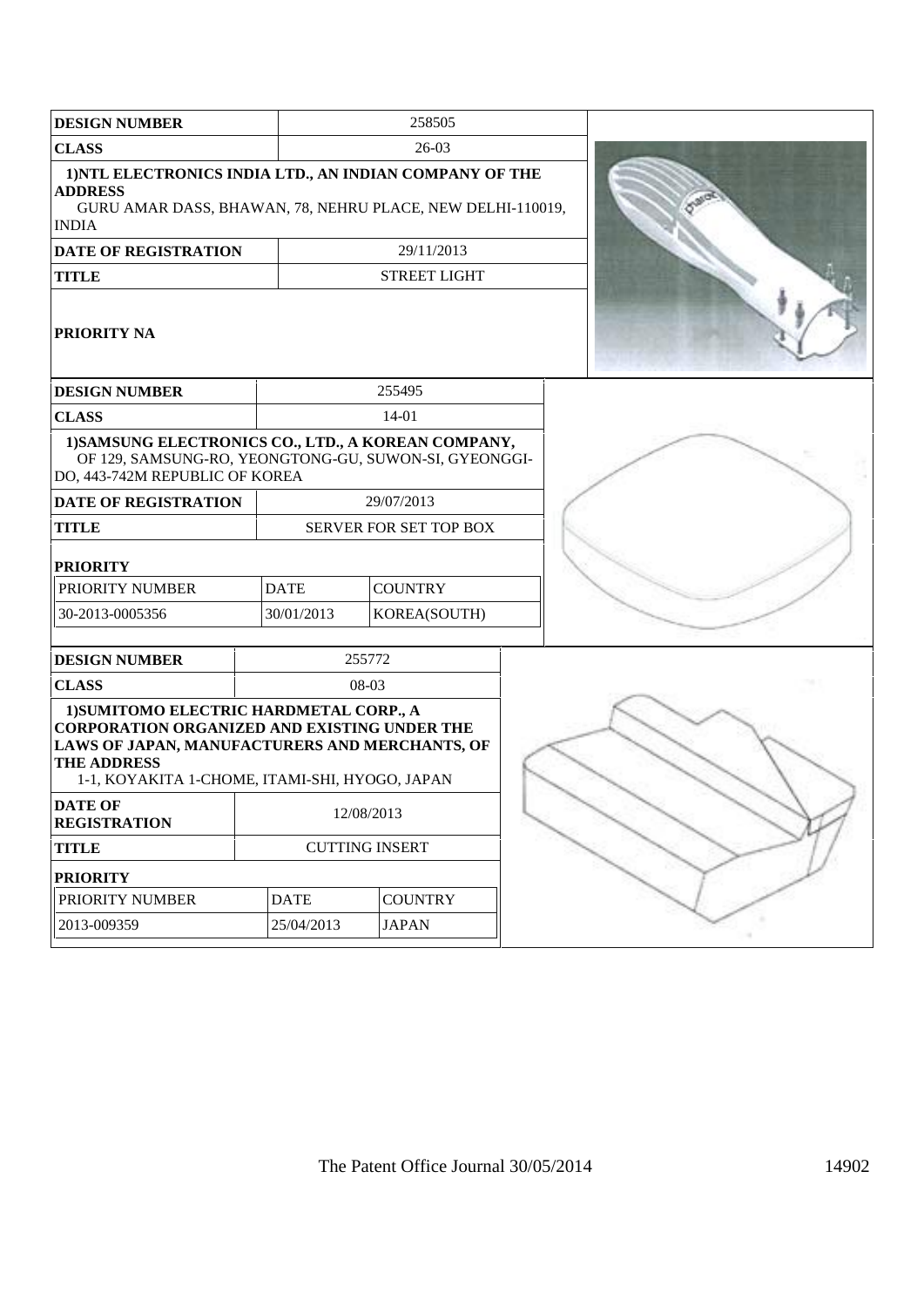| | |
|---|---|
| **DESIGN NUMBER** | 258505 |
| **CLASS** | 26-03 |
| **1)NTL ELECTRONICS INDIA LTD., AN INDIAN COMPANY OF THE ADDRESS** GURU AMAR DASS, BHAWAN, 78, NEHRU PLACE, NEW DELHI-110019, INDIA | |
| **DATE OF REGISTRATION** | 29/11/2013 |
| **TITLE** | STREET LIGHT |
| **PRIORITY NA** | |

| | |
|---|---|
| **DESIGN NUMBER** | 255495 |
| **CLASS** | 14-01 |
| **1)SAMSUNG ELECTRONICS CO., LTD., A KOREAN COMPANY,** OF 129, SAMSUNG-RO, YEONGTONG-GU, SUWON-SI, GYEONGGI-DO, 443-742M REPUBLIC OF KOREA | |
| **DATE OF REGISTRATION** | 29/07/2013 |
| **TITLE** | SERVER FOR SET TOP BOX |

**PRIORITY**

| PRIORITY NUMBER | DATE | COUNTRY |
|---|---|---|
| 30-2013-0005356 | 30/01/2013 | KOREA(SOUTH) |

| | |
|---|---|
| **DESIGN NUMBER** | 255772 |
| **CLASS** | 08-03 |
| **1)SUMITOMO ELECTRIC HARDMETAL CORP., A CORPORATION ORGANIZED AND EXISTING UNDER THE LAWS OF JAPAN, MANUFACTURERS AND MERCHANTS, OF THE ADDRESS** 1-1, KOYAKITA 1-CHOME, ITAMI-SHI, HYOGO, JAPAN | |
| **DATE OF REGISTRATION** | 12/08/2013 |
| **TITLE** | CUTTING INSERT |

**PRIORITY**

| PRIORITY NUMBER | DATE | COUNTRY |
|---|---|---|
| 2013-009359 | 25/04/2013 | JAPAN |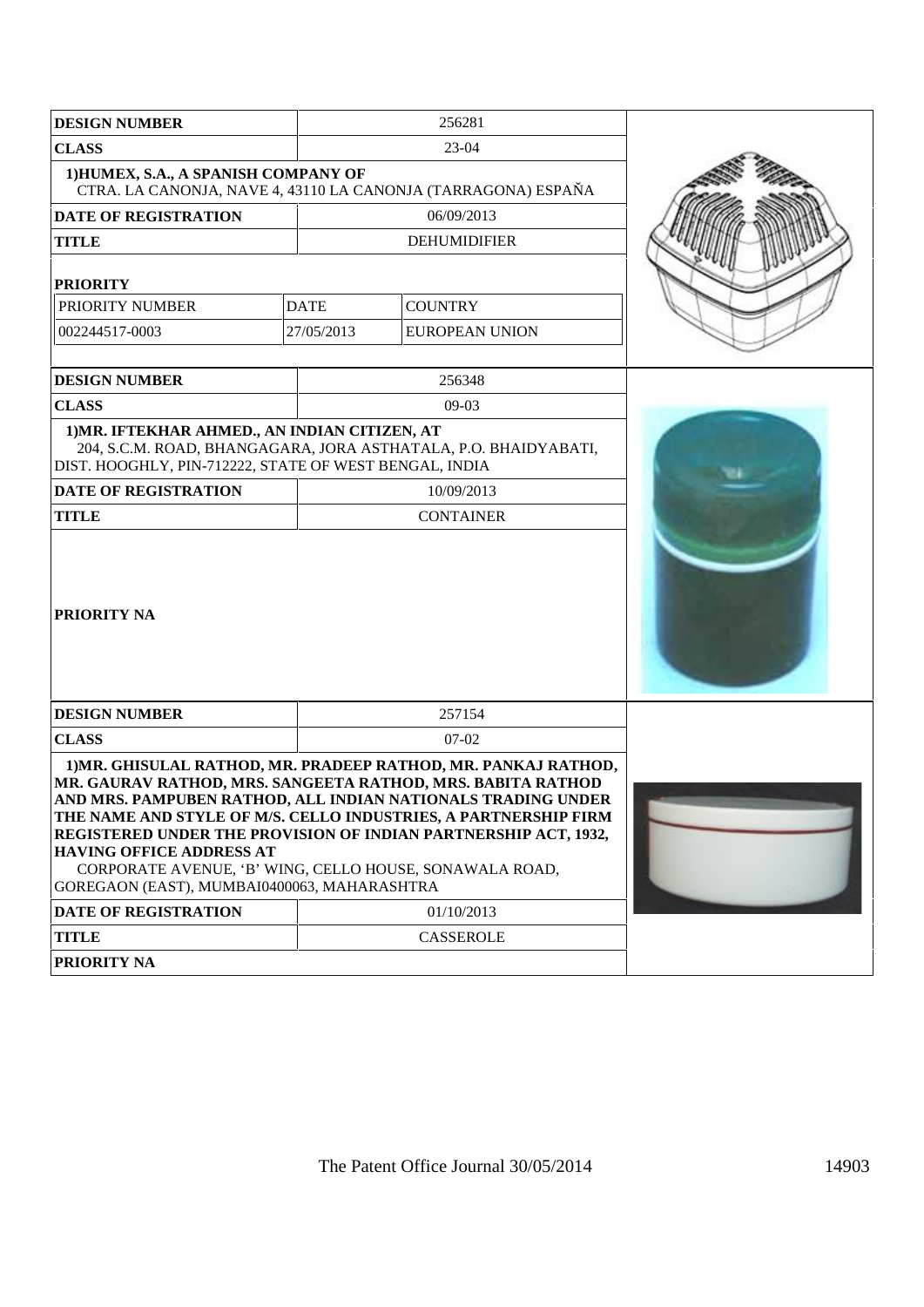| DESIGN NUMBER | 256281 | |
|---|---|---|
| CLASS | 23-04 | |
| 1)HUMEX, S.A., A SPANISH COMPANY OF CTRA. LA CANONJA, NAVE 4, 43110 LA CANONJA (TARRAGONA) ESPAÑA | | |
| DATE OF REGISTRATION | 06/09/2013 | |
| TITLE | DEHUMIDIFIER | |
| PRIORITY | | |
| PRIORITY NUMBER | DATE | COUNTRY |
| 002244517-0003 | 27/05/2013 | EUROPEAN UNION |

| DESIGN NUMBER | 256348 |
|---|---|
| CLASS | 09-03 |
| 1)MR. IFTEKHAR AHMED., AN INDIAN CITIZEN, AT 204, S.C.M. ROAD, BHANGAGARA, JORA ASTHATALA, P.O. BHAIDYABATI, DIST. HOOGHLY, PIN-712222, STATE OF WEST BENGAL, INDIA | |
| DATE OF REGISTRATION | 10/09/2013 |
| TITLE | CONTAINER |
| PRIORITY NA | |

| DESIGN NUMBER | 257154 |
|---|---|
| CLASS | 07-02 |
| 1)MR. GHISULAL RATHOD, MR. PRADEEP RATHOD, MR. PANKAJ RATHOD, MR. GAURAV RATHOD, MRS. SANGEETA RATHOD, MRS. BABITA RATHOD AND MRS. PAMPUBEN RATHOD, ALL INDIAN NATIONALS TRADING UNDER THE NAME AND STYLE OF M/S. CELLO INDUSTRIES, A PARTNERSHIP FIRM REGISTERED UNDER THE PROVISION OF INDIAN PARTNERSHIP ACT, 1932, HAVING OFFICE ADDRESS AT CORPORATE AVENUE, 'B' WING, CELLO HOUSE, SONAWALA ROAD, GOREGAON (EAST), MUMBAI0400063, MAHARASHTRA | |
| DATE OF REGISTRATION | 01/10/2013 |
| TITLE | CASSEROLE |
| PRIORITY NA | |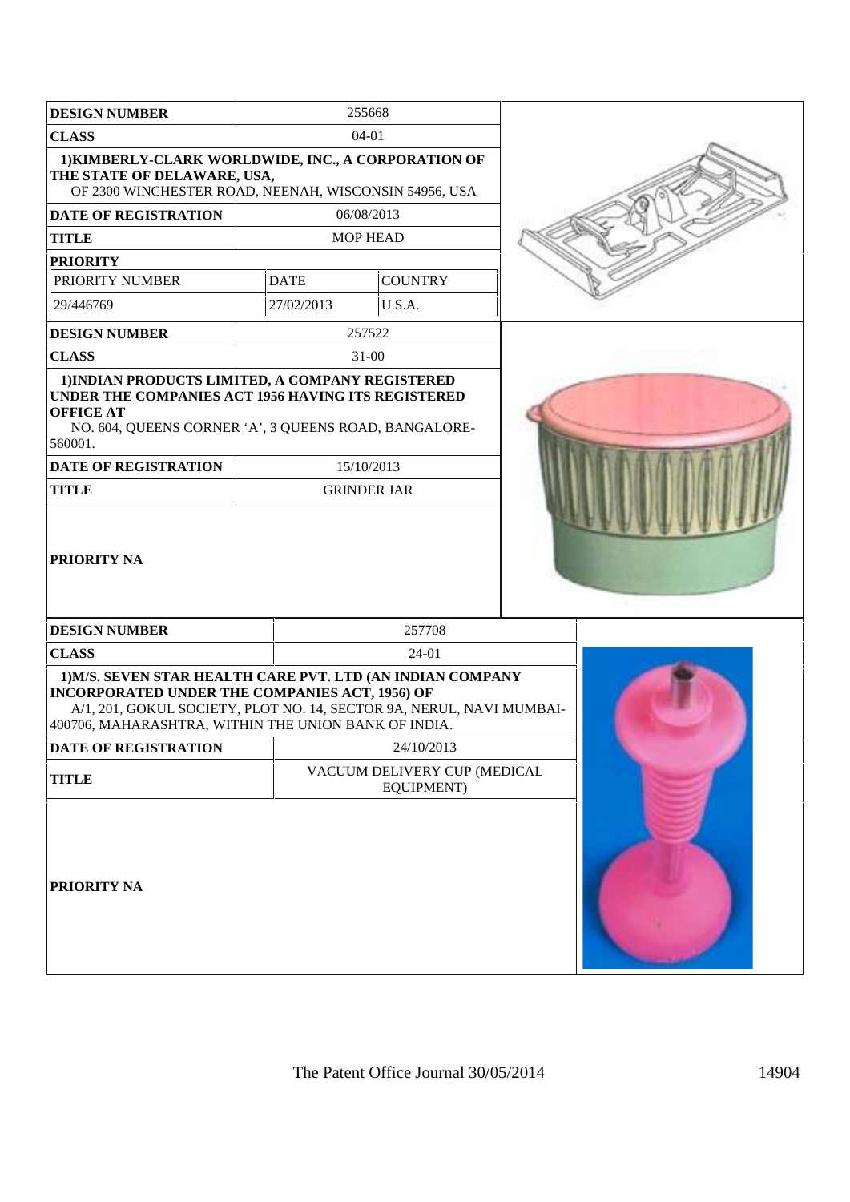| | | |
|---|---|---|
| **DESIGN NUMBER** | 255668 | |
| **CLASS** | 04-01 | |
| **1)KIMBERLY-CLARK WORLDWIDE, INC., A CORPORATION OF THE STATE OF DELAWARE, USA,** OF 2300 WINCHESTER ROAD, NEENAH, WISCONSIN 54956, USA | | |
| **DATE OF REGISTRATION** | 06/08/2013 | |
| **TITLE** | MOP HEAD | |
| **PRIORITY** | | |
| PRIORITY NUMBER | DATE | COUNTRY |
| 29/446769 | 27/02/2013 | U.S.A. |

| | |
|---|---|
| **DESIGN NUMBER** | 257522 |
| **CLASS** | 31-00 |
| **1)INDIAN PRODUCTS LIMITED, A COMPANY REGISTERED UNDER THE COMPANIES ACT 1956 HAVING ITS REGISTERED OFFICE AT** NO. 604, QUEENS CORNER 'A', 3 QUEENS ROAD, BANGALORE-560001. | |
| **DATE OF REGISTRATION** | 15/10/2013 |
| **TITLE** | GRINDER JAR |
| **PRIORITY NA** | |

| | |
|---|---|
| **DESIGN NUMBER** | 257708 |
| **CLASS** | 24-01 |
| **1)M/S. SEVEN STAR HEALTH CARE PVT. LTD (AN INDIAN COMPANY INCORPORATED UNDER THE COMPANIES ACT, 1956) OF** A/1, 201, GOKUL SOCIETY, PLOT NO. 14, SECTOR 9A, NERUL, NAVI MUMBAI-400706, MAHARASHTRA, WITHIN THE UNION BANK OF INDIA. | |
| **DATE OF REGISTRATION** | 24/10/2013 |
| **TITLE** | VACUUM DELIVERY CUP (MEDICAL EQUIPMENT) |
| **PRIORITY NA** | |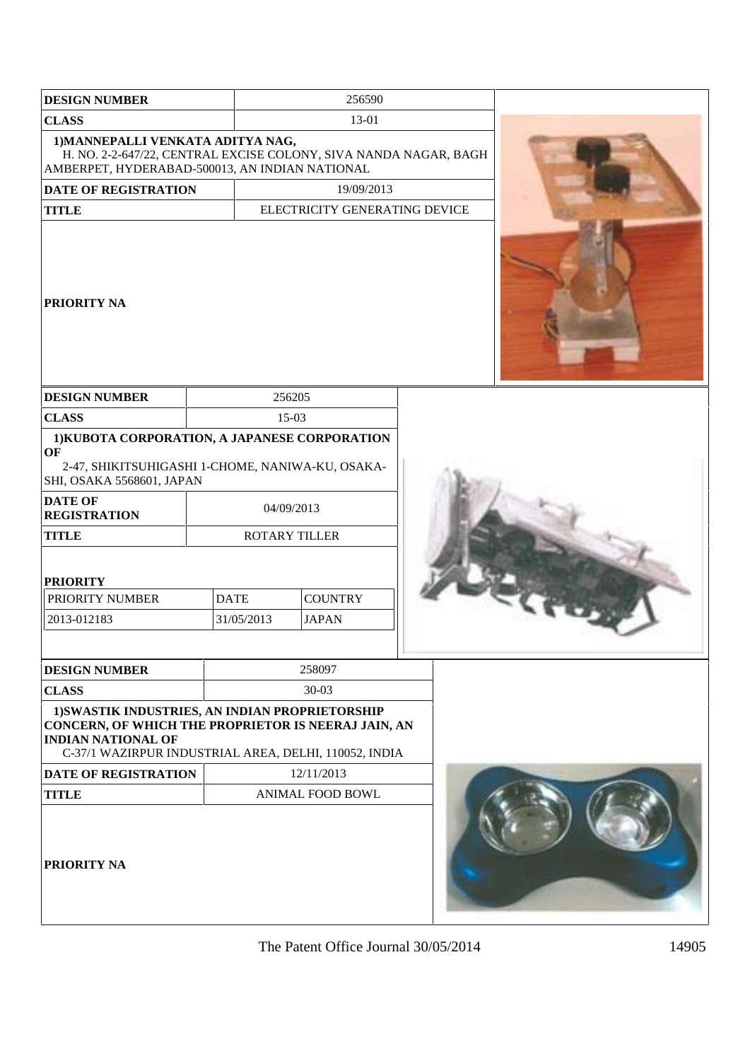| | |
|---|---|
| **DESIGN NUMBER** | 256590 |
| **CLASS** | 13-01 |
| **1)MANNEPALLI VENKATA ADITYA NAG,** H. NO. 2-2-647/22, CENTRAL EXCISE COLONY, SIVA NANDA NAGAR, BAGH AMBERPET, HYDERABAD-500013, AN INDIAN NATIONAL | |
| **DATE OF REGISTRATION** | 19/09/2013 |
| **TITLE** | ELECTRICITY GENERATING DEVICE |
| **PRIORITY NA** | |

| | | |
|---|---|---|
| **DESIGN NUMBER** | 256205 | |
| **CLASS** | 15-03 | |
| **1)KUBOTA CORPORATION, A JAPANESE CORPORATION OF** 2-47, SHIKITSUHIGASHI 1-CHOME, NANIWA-KU, OSAKA-SHI, OSAKA 5568601, JAPAN | | |
| **DATE OF REGISTRATION** | 04/09/2013 | |
| **TITLE** | ROTARY TILLER | |
| **PRIORITY** | | |
| PRIORITY NUMBER | DATE | COUNTRY |
| 2013-012183 | 31/05/2013 | JAPAN |

| | |
|---|---|
| **DESIGN NUMBER** | 258097 |
| **CLASS** | 30-03 |
| **1)SWASTIK INDUSTRIES, AN INDIAN PROPRIETORSHIP CONCERN, OF WHICH THE PROPRIETOR IS NEERAJ JAIN, AN INDIAN NATIONAL OF** C-37/1 WAZIRPUR INDUSTRIAL AREA, DELHI, 110052, INDIA | |
| **DATE OF REGISTRATION** | 12/11/2013 |
| **TITLE** | ANIMAL FOOD BOWL |
| **PRIORITY NA** | |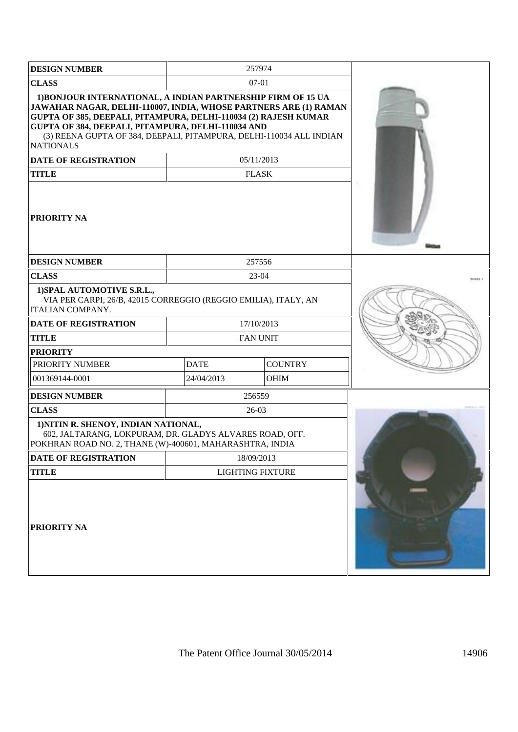| | | | |
|---|---|---|---|
| **DESIGN NUMBER** | 257974 | | |
| **CLASS** | 07-01 | | |
| **1)BONJOUR INTERNATIONAL, A INDIAN PARTNERSHIP FIRM OF 15 UA JAWAHAR NAGAR, DELHI-110007, INDIA, WHOSE PARTNERS ARE (1) RAMAN GUPTA OF 385, DEEPALI, PITAMPURA, DELHI-110034 (2) RAJESH KUMAR GUPTA OF 384, DEEPALI, PITAMPURA, DELHI-110034 AND** (3) REENA GUPTA OF 384, DEEPALI, PITAMPURA, DELHI-110034 ALL INDIAN NATIONALS | | | |
| **DATE OF REGISTRATION** | 05/11/2013 | | |
| **TITLE** | FLASK | | |
| **PRIORITY NA** | | | |

| | | | |
|---|---|---|---|
| **DESIGN NUMBER** | 257556 | | |
| **CLASS** | 23-04 | | |
| **1)SPAL AUTOMOTIVE S.R.L.,** VIA PER CARPI, 26/B, 42015 CORREGGIO (REGGIO EMILIA), ITALY, AN ITALIAN COMPANY. | | | |
| **DATE OF REGISTRATION** | 17/10/2013 | | |
| **TITLE** | FAN UNIT | | |
| **PRIORITY** | | | |
| PRIORITY NUMBER | DATE | COUNTRY | |
| 001369144-0001 | 24/04/2013 | OHIM | |

| | | | |
|---|---|---|---|
| **DESIGN NUMBER** | 256559 | | |
| **CLASS** | 26-03 | | |
| **1)NITIN R. SHENOY, INDIAN NATIONAL,** 602, JALTARANG, LOKPURAM, DR. GLADYS ALVARES ROAD, OFF. POKHRAN ROAD NO. 2, THANE (W)-400601, MAHARASHTRA, INDIA | | | |
| **DATE OF REGISTRATION** | 18/09/2013 | | |
| **TITLE** | LIGHTING FIXTURE | | |
| **PRIORITY NA** | | | |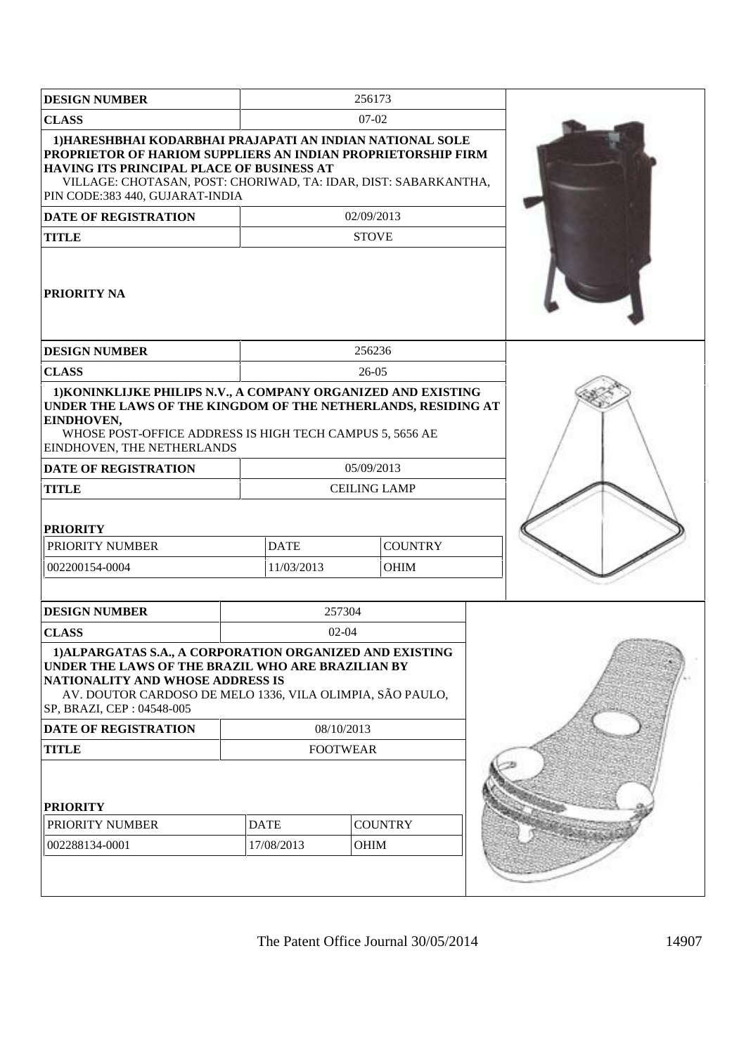| DESIGN NUMBER | 256173 |
|---|---|
| CLASS | 07-02 |
| 1)HARESHBHAI KODARBHAI PRAJAPATI AN INDIAN NATIONAL SOLE PROPRIETOR OF HARIOM SUPPLIERS AN INDIAN PROPRIETORSHIP FIRM HAVING ITS PRINCIPAL PLACE OF BUSINESS AT VILLAGE: CHOTASAN, POST: CHORIWAD, TA: IDAR, DIST: SABARKANTHA, PIN CODE:383 440, GUJARAT-INDIA | |
| DATE OF REGISTRATION | 02/09/2013 |
| TITLE | STOVE |
| PRIORITY NA | |

| DESIGN NUMBER | 256236 |
|---|---|
| CLASS | 26-05 |
| 1)KONINKLIJKE PHILIPS N.V., A COMPANY ORGANIZED AND EXISTING UNDER THE LAWS OF THE KINGDOM OF THE NETHERLANDS, RESIDING AT EINDHOVEN, WHOSE POST-OFFICE ADDRESS IS HIGH TECH CAMPUS 5, 5656 AE EINDHOVEN, THE NETHERLANDS | |
| DATE OF REGISTRATION | 05/09/2013 |
| TITLE | CEILING LAMP |

**PRIORITY**

| PRIORITY NUMBER | DATE | COUNTRY |
|---|---|---|
| 002200154-0004 | 11/03/2013 | OHIM |

| DESIGN NUMBER | 257304 |
|---|---|
| CLASS | 02-04 |
| 1)ALPARGATAS S.A., A CORPORATION ORGANIZED AND EXISTING UNDER THE LAWS OF THE BRAZIL WHO ARE BRAZILIAN BY NATIONALITY AND WHOSE ADDRESS IS AV. DOUTOR CARDOSO DE MELO 1336, VILA OLIMPIA, SÃO PAULO, SP, BRAZI, CEP : 04548-005 | |
| DATE OF REGISTRATION | 08/10/2013 |
| TITLE | FOOTWEAR |

**PRIORITY**

| PRIORITY NUMBER | DATE | COUNTRY |
|---|---|---|
| 002288134-0001 | 17/08/2013 | OHIM |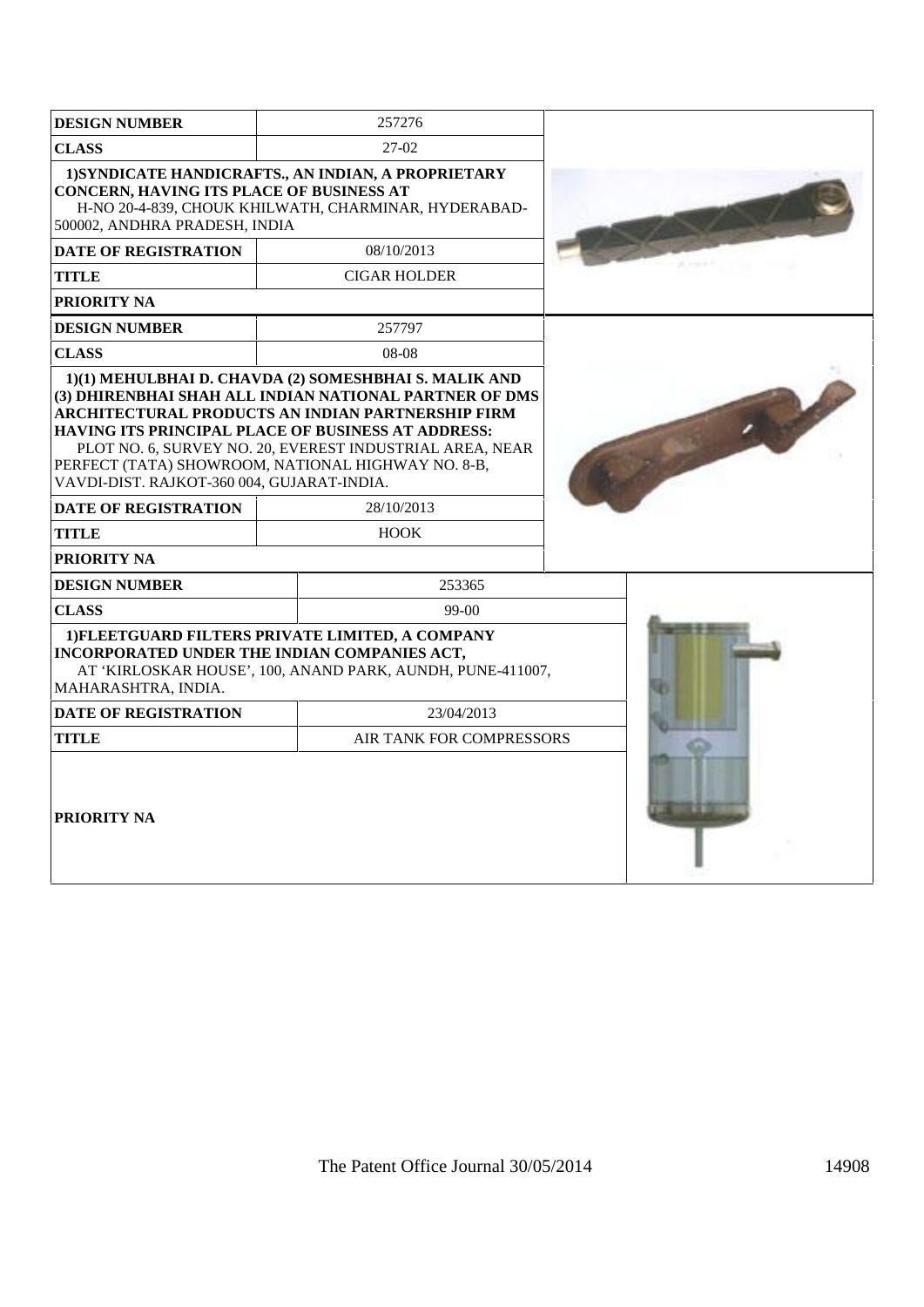| | |
|---|---|
| **DESIGN NUMBER** | 257276 |
| **CLASS** | 27-02 |
| **1)SYNDICATE HANDICRAFTS., AN INDIAN, A PROPRIETARY CONCERN, HAVING ITS PLACE OF BUSINESS AT** H-NO 20-4-839, CHOUK KHILWATH, CHARMINAR, HYDERABAD-500002, ANDHRA PRADESH, INDIA | |
| **DATE OF REGISTRATION** | 08/10/2013 |
| **TITLE** | CIGAR HOLDER |
| **PRIORITY NA** | |

| | |
|---|---|
| **DESIGN NUMBER** | 257797 |
| **CLASS** | 08-08 |
| **1)(1) MEHULBHAI D. CHAVDA (2) SOMESHBHAI S. MALIK AND (3) DHIRENBHAI SHAH ALL INDIAN NATIONAL PARTNER OF DMS ARCHITECTURAL PRODUCTS AN INDIAN PARTNERSHIP FIRM HAVING ITS PRINCIPAL PLACE OF BUSINESS AT ADDRESS:** PLOT NO. 6, SURVEY NO. 20, EVEREST INDUSTRIAL AREA, NEAR PERFECT (TATA) SHOWROOM, NATIONAL HIGHWAY NO. 8-B, VAVDI-DIST. RAJKOT-360 004, GUJARAT-INDIA. | |
| **DATE OF REGISTRATION** | 28/10/2013 |
| **TITLE** | HOOK |
| **PRIORITY NA** | |

| | |
|---|---|
| **DESIGN NUMBER** | 253365 |
| **CLASS** | 99-00 |
| **1)FLEETGUARD FILTERS PRIVATE LIMITED, A COMPANY INCORPORATED UNDER THE INDIAN COMPANIES ACT,** AT 'KIRLOSKAR HOUSE', 100, ANAND PARK, AUNDH, PUNE-411007, MAHARASHTRA, INDIA. | |
| **DATE OF REGISTRATION** | 23/04/2013 |
| **TITLE** | AIR TANK FOR COMPRESSORS |
| **PRIORITY NA** | |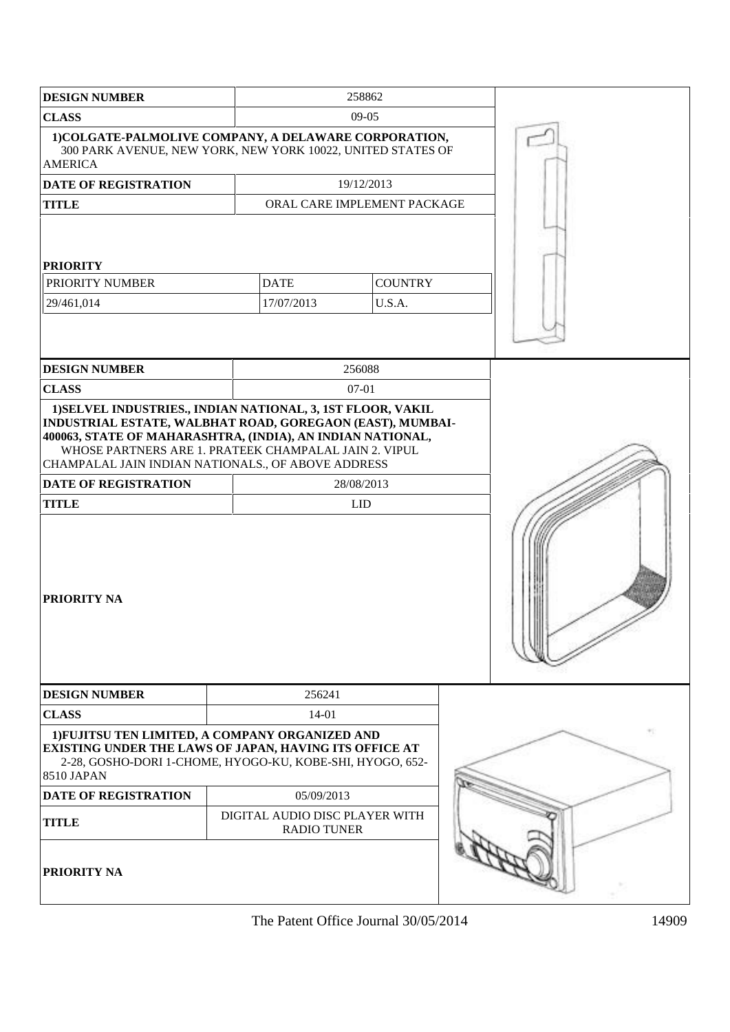| DESIGN NUMBER | 258862 | |
|---|---|---|
| CLASS | 09-05 | |
| 1)COLGATE-PALMOLIVE COMPANY, A DELAWARE CORPORATION, 300 PARK AVENUE, NEW YORK, NEW YORK 10022, UNITED STATES OF AMERICA | | |
| DATE OF REGISTRATION | 19/12/2013 | |
| TITLE | ORAL CARE IMPLEMENT PACKAGE | |
| PRIORITY | | |
| PRIORITY NUMBER | DATE | COUNTRY |
| 29/461,014 | 17/07/2013 | U.S.A. |

| DESIGN NUMBER | 256088 |
|---|---|
| CLASS | 07-01 |
| 1)SELVEL INDUSTRIES., INDIAN NATIONAL, 3, 1ST FLOOR, VAKIL INDUSTRIAL ESTATE, WALBHAT ROAD, GOREGAON (EAST), MUMBAI-400063, STATE OF MAHARASHTRA, (INDIA), AN INDIAN NATIONAL, WHOSE PARTNERS ARE 1. PRATEEK CHAMPALAL JAIN 2. VIPUL CHAMPALAL JAIN INDIAN NATIONALS., OF ABOVE ADDRESS | |
| DATE OF REGISTRATION | 28/08/2013 |
| TITLE | LID |
| PRIORITY NA | |

| DESIGN NUMBER | 256241 |
|---|---|
| CLASS | 14-01 |
| 1)FUJITSU TEN LIMITED, A COMPANY ORGANIZED AND EXISTING UNDER THE LAWS OF JAPAN, HAVING ITS OFFICE AT 2-28, GOSHO-DORI 1-CHOME, HYOGO-KU, KOBE-SHI, HYOGO, 652-8510 JAPAN | |
| DATE OF REGISTRATION | 05/09/2013 |
| TITLE | DIGITAL AUDIO DISC PLAYER WITH RADIO TUNER |
| PRIORITY NA | |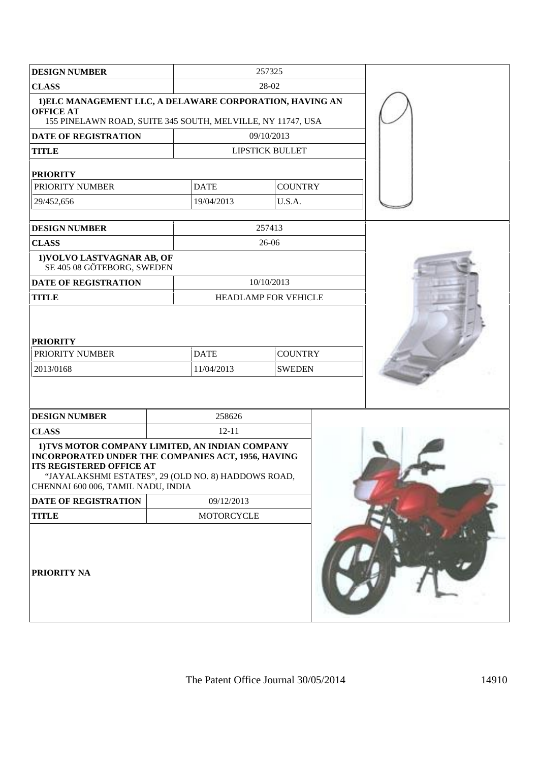| | |
|---|---|
| **DESIGN NUMBER** | 257325 |
| **CLASS** | 28-02 |
| **1)ELC MANAGEMENT LLC, A DELAWARE CORPORATION, HAVING AN OFFICE AT** 155 PINELAWN ROAD, SUITE 345 SOUTH, MELVILLE, NY 11747, USA | |
| **DATE OF REGISTRATION** | 09/10/2013 |
| **TITLE** | LIPSTICK BULLET |

**PRIORITY**

| PRIORITY NUMBER | DATE | COUNTRY |
|---|---|---|
| 29/452,656 | 19/04/2013 | U.S.A. |

| | |
|---|---|
| **DESIGN NUMBER** | 257413 |
| **CLASS** | 26-06 |
| **1)VOLVO LASTVAGNAR AB, OF** SE 405 08 GÖTEBORG, SWEDEN | |
| **DATE OF REGISTRATION** | 10/10/2013 |
| **TITLE** | HEADLAMP FOR VEHICLE |

**PRIORITY**

| PRIORITY NUMBER | DATE | COUNTRY |
|---|---|---|
| 2013/0168 | 11/04/2013 | SWEDEN |

| | |
|---|---|
| **DESIGN NUMBER** | 258626 |
| **CLASS** | 12-11 |
| **1)TVS MOTOR COMPANY LIMITED, AN INDIAN COMPANY INCORPORATED UNDER THE COMPANIES ACT, 1956, HAVING ITS REGISTERED OFFICE AT** "JAYALAKSHMI ESTATES", 29 (OLD NO. 8) HADDOWS ROAD, CHENNAI 600 006, TAMIL NADU, INDIA | |
| **DATE OF REGISTRATION** | 09/12/2013 |
| **TITLE** | MOTORCYCLE |

**PRIORITY NA**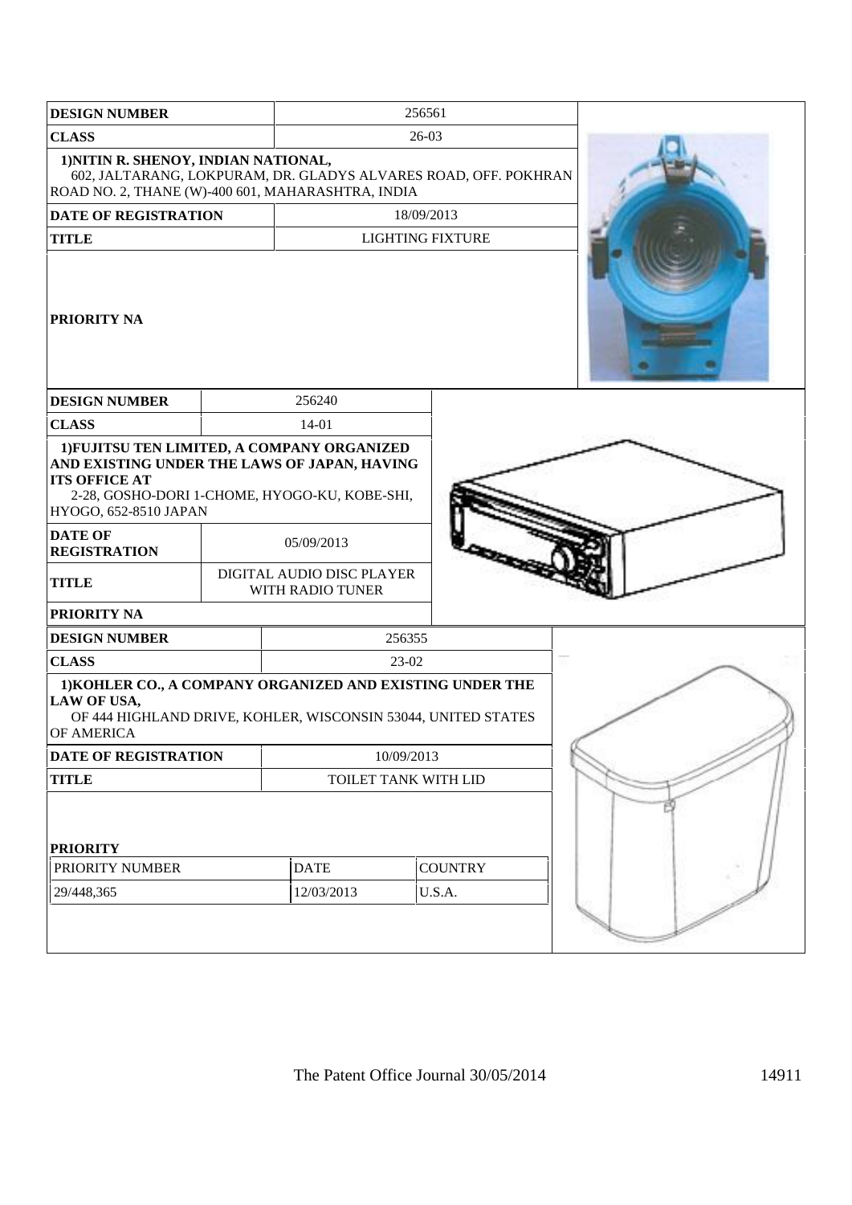| | |
|---|---|
| **DESIGN NUMBER** | 256561 |
| **CLASS** | 26-03 |
| **1)NITIN R. SHENOY, INDIAN NATIONAL,** 602, JALTARANG, LOKPURAM, DR. GLADYS ALVARES ROAD, OFF. POKHRAN ROAD NO. 2, THANE (W)-400 601, MAHARASHTRA, INDIA | |
| **DATE OF REGISTRATION** | 18/09/2013 |
| **TITLE** | LIGHTING FIXTURE |
| **PRIORITY NA** | |

| | |
|---|---|
| **DESIGN NUMBER** | 256240 |
| **CLASS** | 14-01 |
| **1)FUJITSU TEN LIMITED, A COMPANY ORGANIZED AND EXISTING UNDER THE LAWS OF JAPAN, HAVING ITS OFFICE AT** 2-28, GOSHO-DORI 1-CHOME, HYOGO-KU, KOBE-SHI, HYOGO, 652-8510 JAPAN | |
| **DATE OF REGISTRATION** | 05/09/2013 |
| **TITLE** | DIGITAL AUDIO DISC PLAYER WITH RADIO TUNER |
| **PRIORITY NA** | |

| | | |
|---|---|---|
| **DESIGN NUMBER** | 256355 | |
| **CLASS** | 23-02 | |
| **1)KOHLER CO., A COMPANY ORGANIZED AND EXISTING UNDER THE LAW OF USA,** OF 444 HIGHLAND DRIVE, KOHLER, WISCONSIN 53044, UNITED STATES OF AMERICA | | |
| **DATE OF REGISTRATION** | 10/09/2013 | |
| **TITLE** | TOILET TANK WITH LID | |
| **PRIORITY** | | |
| PRIORITY NUMBER | DATE | COUNTRY |
| 29/448,365 | 12/03/2013 | U.S.A. |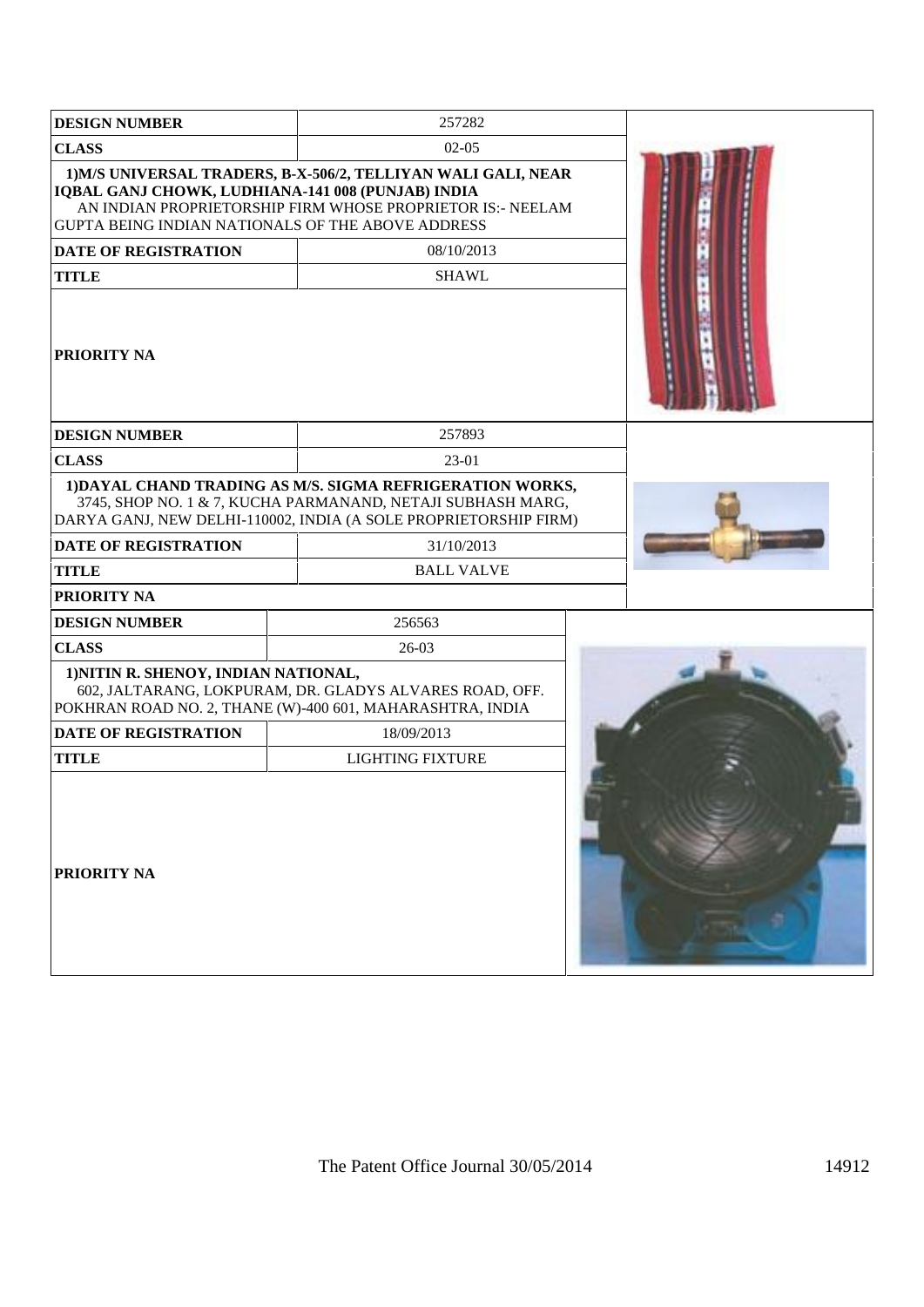| DESIGN NUMBER | 257282 |
|---|---|
| CLASS | 02-05 |
| 1)M/S UNIVERSAL TRADERS, B-X-506/2, TELLIYAN WALI GALI, NEAR IQBAL GANJ CHOWK, LUDHIANA-141 008 (PUNJAB) INDIA AN INDIAN PROPRIETORSHIP FIRM WHOSE PROPRIETOR IS:- NEELAM GUPTA BEING INDIAN NATIONALS OF THE ABOVE ADDRESS | |
| DATE OF REGISTRATION | 08/10/2013 |
| TITLE | SHAWL |
| PRIORITY NA | |

| DESIGN NUMBER | 257893 |
|---|---|
| CLASS | 23-01 |
| 1)DAYAL CHAND TRADING AS M/S. SIGMA REFRIGERATION WORKS, 3745, SHOP NO. 1 & 7, KUCHA PARMANAND, NETAJI SUBHASH MARG, DARYA GANJ, NEW DELHI-110002, INDIA (A SOLE PROPRIETORSHIP FIRM) | |
| DATE OF REGISTRATION | 31/10/2013 |
| TITLE | BALL VALVE |
| PRIORITY NA | |

| DESIGN NUMBER | 256563 |
|---|---|
| CLASS | 26-03 |
| 1)NITIN R. SHENOY, INDIAN NATIONAL, 602, JALTARANG, LOKPURAM, DR. GLADYS ALVARES ROAD, OFF. POKHRAN ROAD NO. 2, THANE (W)-400 601, MAHARASHTRA, INDIA | |
| DATE OF REGISTRATION | 18/09/2013 |
| TITLE | LIGHTING FIXTURE |
| PRIORITY NA | |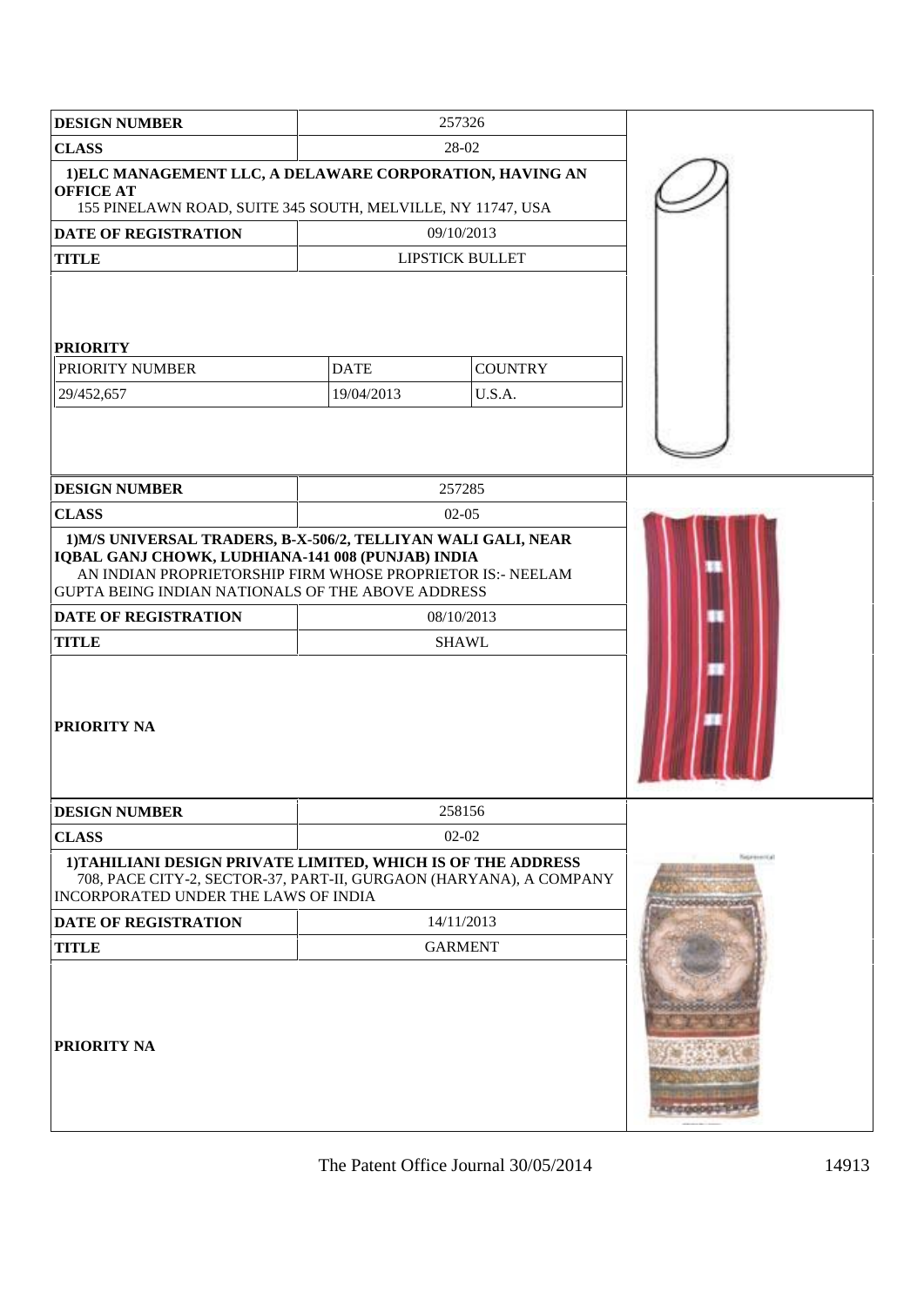| DESIGN NUMBER | 257326 | |
|---|---|---|
| CLASS | 28-02 | |
| 1)ELC MANAGEMENT LLC, A DELAWARE CORPORATION, HAVING AN OFFICE AT 155 PINELAWN ROAD, SUITE 345 SOUTH, MELVILLE, NY 11747, USA | | |
| DATE OF REGISTRATION | 09/10/2013 | |
| TITLE | LIPSTICK BULLET | |
| PRIORITY | | |
| PRIORITY NUMBER | DATE | COUNTRY |
| 29/452,657 | 19/04/2013 | U.S.A. |

| DESIGN NUMBER | 257285 |
|---|---|
| CLASS | 02-05 |
| 1)M/S UNIVERSAL TRADERS, B-X-506/2, TELLIYAN WALI GALI, NEAR IQBAL GANJ CHOWK, LUDHIANA-141 008 (PUNJAB) INDIA AN INDIAN PROPRIETORSHIP FIRM WHOSE PROPRIETOR IS:- NEELAM GUPTA BEING INDIAN NATIONALS OF THE ABOVE ADDRESS | |
| DATE OF REGISTRATION | 08/10/2013 |
| TITLE | SHAWL |
| PRIORITY NA | |

| DESIGN NUMBER | 258156 |
|---|---|
| CLASS | 02-02 |
| 1)TAHILIANI DESIGN PRIVATE LIMITED, WHICH IS OF THE ADDRESS 708, PACE CITY-2, SECTOR-37, PART-II, GURGAON (HARYANA), A COMPANY INCORPORATED UNDER THE LAWS OF INDIA | |
| DATE OF REGISTRATION | 14/11/2013 |
| TITLE | GARMENT |
| PRIORITY NA | |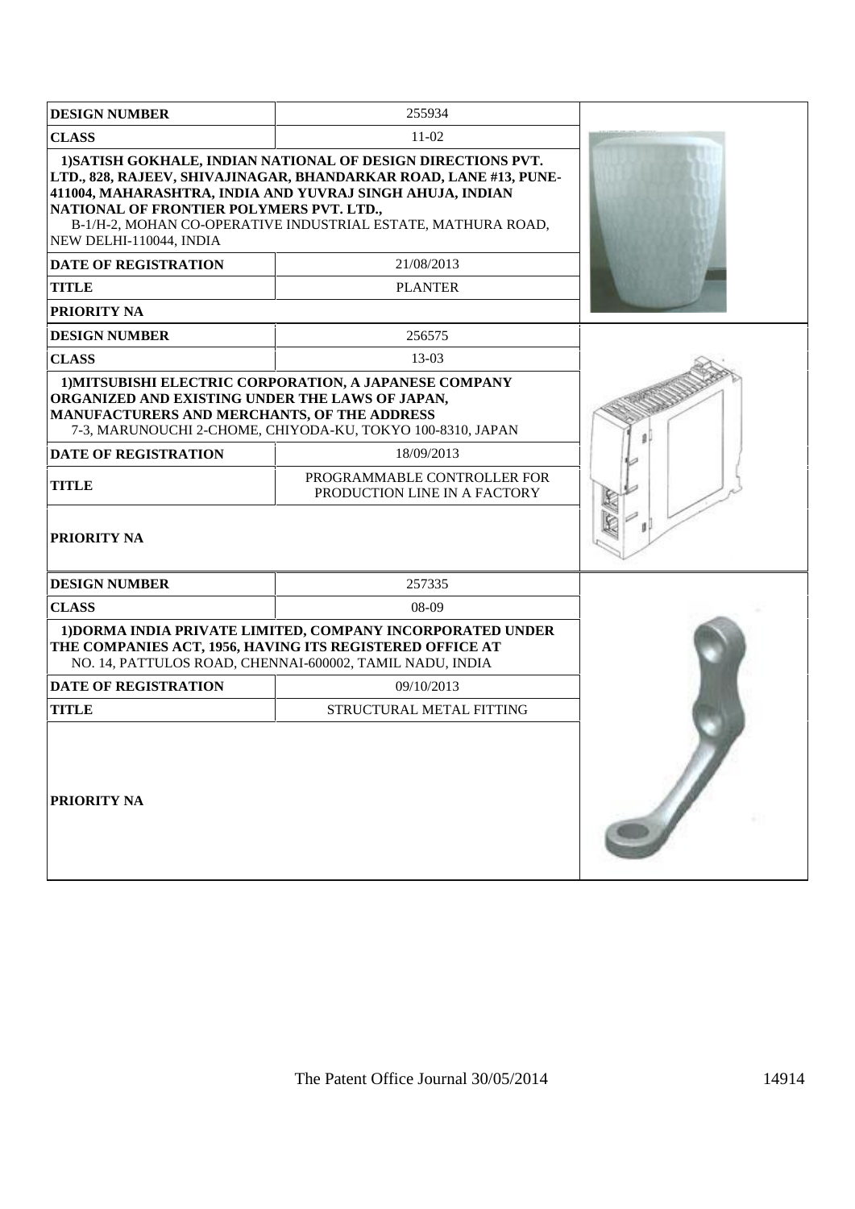| DESIGN NUMBER | 255934 |
|---|---|
| CLASS | 11-02 |
| 1)SATISH GOKHALE, INDIAN NATIONAL OF DESIGN DIRECTIONS PVT. LTD., 828, RAJEEV, SHIVAJINAGAR, BHANDARKAR ROAD, LANE #13, PUNE-411004, MAHARASHTRA, INDIA AND YUVRAJ SINGH AHUJA, INDIAN NATIONAL OF FRONTIER POLYMERS PVT. LTD., B-1/H-2, MOHAN CO-OPERATIVE INDUSTRIAL ESTATE, MATHURA ROAD, NEW DELHI-110044, INDIA | |
| DATE OF REGISTRATION | 21/08/2013 |
| TITLE | PLANTER |
| PRIORITY NA | |

| DESIGN NUMBER | 256575 |
|---|---|
| CLASS | 13-03 |
| 1)MITSUBISHI ELECTRIC CORPORATION, A JAPANESE COMPANY ORGANIZED AND EXISTING UNDER THE LAWS OF JAPAN, MANUFACTURERS AND MERCHANTS, OF THE ADDRESS 7-3, MARUNOUCHI 2-CHOME, CHIYODA-KU, TOKYO 100-8310, JAPAN | |
| DATE OF REGISTRATION | 18/09/2013 |
| TITLE | PROGRAMMABLE CONTROLLER FOR PRODUCTION LINE IN A FACTORY |
| PRIORITY NA | |

| DESIGN NUMBER | 257335 |
|---|---|
| CLASS | 08-09 |
| 1)DORMA INDIA PRIVATE LIMITED, COMPANY INCORPORATED UNDER THE COMPANIES ACT, 1956, HAVING ITS REGISTERED OFFICE AT NO. 14, PATTULOS ROAD, CHENNAI-600002, TAMIL NADU, INDIA | |
| DATE OF REGISTRATION | 09/10/2013 |
| TITLE | STRUCTURAL METAL FITTING |
| PRIORITY NA | |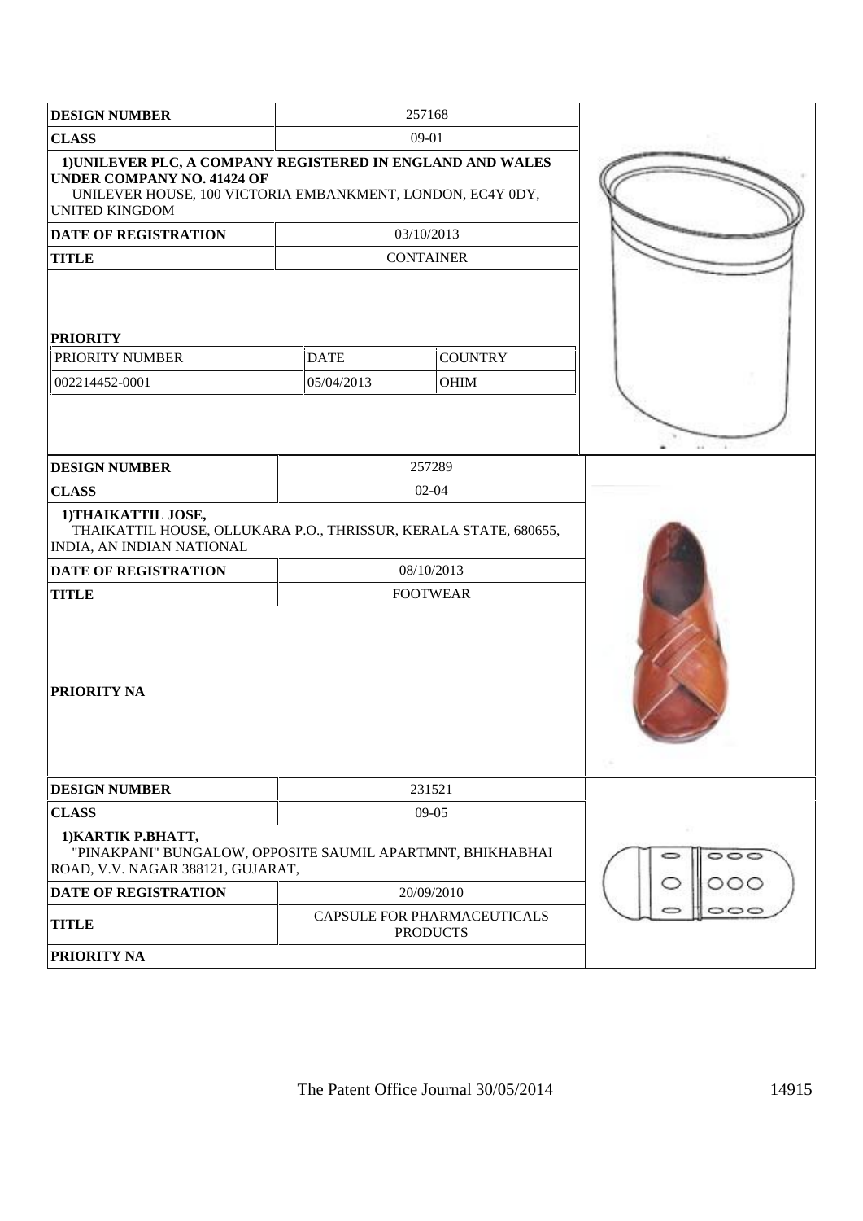| | | |
|---|---|---|
| **DESIGN NUMBER** | 257168 | |
| **CLASS** | 09-01 | |
| **1)UNILEVER PLC, A COMPANY REGISTERED IN ENGLAND AND WALES UNDER COMPANY NO. 41424 OF** UNILEVER HOUSE, 100 VICTORIA EMBANKMENT, LONDON, EC4Y 0DY, UNITED KINGDOM | | |
| **DATE OF REGISTRATION** | 03/10/2013 | |
| **TITLE** | CONTAINER | |
| **PRIORITY** | | |
| PRIORITY NUMBER | DATE | COUNTRY |
| 002214452-0001 | 05/04/2013 | OHIM |

| | |
|---|---|
| **DESIGN NUMBER** | 257289 |
| **CLASS** | 02-04 |
| **1)THAIKATTIL JOSE,** THAIKATTIL HOUSE, OLLUKARA P.O., THRISSUR, KERALA STATE, 680655, INDIA, AN INDIAN NATIONAL | |
| **DATE OF REGISTRATION** | 08/10/2013 |
| **TITLE** | FOOTWEAR |
| **PRIORITY NA** | |

| | |
|---|---|
| **DESIGN NUMBER** | 231521 |
| **CLASS** | 09-05 |
| **1)KARTIK P.BHATT,** "PINAKPANI" BUNGALOW, OPPOSITE SAUMIL APARTMNT, BHIKHABHAI ROAD, V.V. NAGAR 388121, GUJARAT, | |
| **DATE OF REGISTRATION** | 20/09/2010 |
| **TITLE** | CAPSULE FOR PHARMACEUTICALS PRODUCTS |
| **PRIORITY NA** | |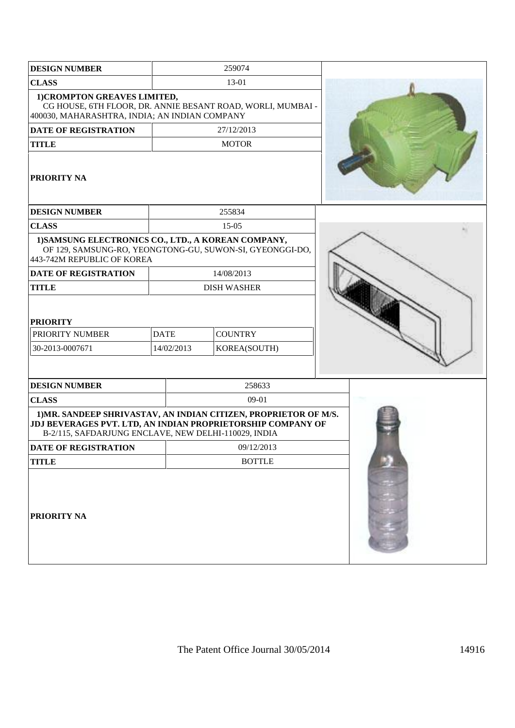| DESIGN NUMBER | 259074 |
| --- | --- |
| CLASS | 13-01 |
| 1)CROMPTON GREAVES LIMITED, CG HOUSE, 6TH FLOOR, DR. ANNIE BESANT ROAD, WORLI, MUMBAI - 400030, MAHARASHTRA, INDIA; AN INDIAN COMPANY | |
| DATE OF REGISTRATION | 27/12/2013 |
| TITLE | MOTOR |
| PRIORITY NA | |

| DESIGN NUMBER | 255834 | |
| --- | --- | --- |
| CLASS | 15-05 | |
| 1)SAMSUNG ELECTRONICS CO., LTD., A KOREAN COMPANY, OF 129, SAMSUNG-RO, YEONGTONG-GU, SUWON-SI, GYEONGGI-DO, 443-742M REPUBLIC OF KOREA | | |
| DATE OF REGISTRATION | 14/08/2013 | |
| TITLE | DISH WASHER | |
| PRIORITY | | |
| PRIORITY NUMBER | DATE | COUNTRY |
| 30-2013-0007671 | 14/02/2013 | KOREA(SOUTH) |

| DESIGN NUMBER | 258633 |
| --- | --- |
| CLASS | 09-01 |
| 1)MR. SANDEEP SHRIVASTAV, AN INDIAN CITIZEN, PROPRIETOR OF M/S. JDJ BEVERAGES PVT. LTD, AN INDIAN PROPRIETORSHIP COMPANY OF B-2/115, SAFDARJUNG ENCLAVE, NEW DELHI-110029, INDIA | |
| DATE OF REGISTRATION | 09/12/2013 |
| TITLE | BOTTLE |
| PRIORITY NA | |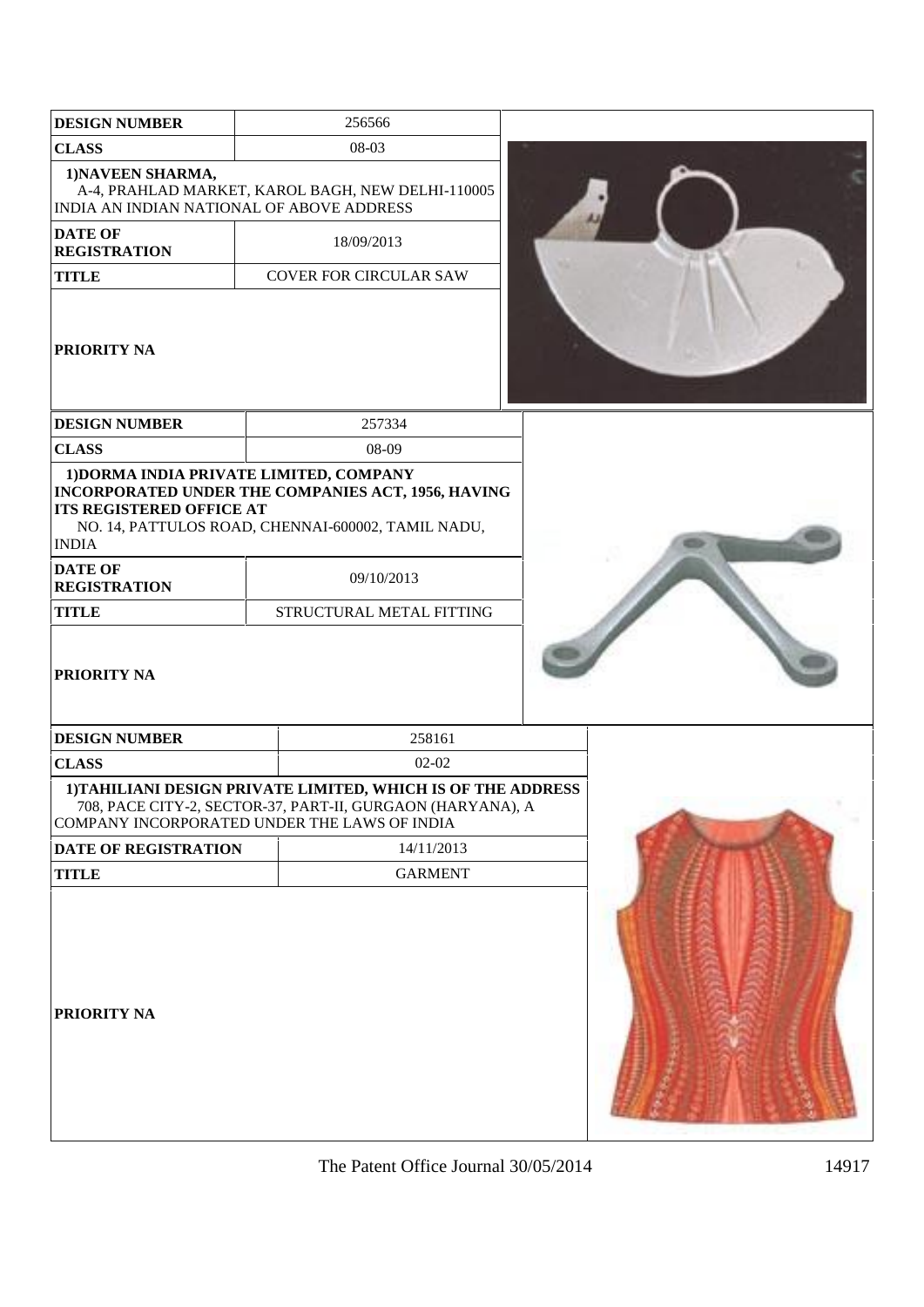| | |
|---|---|
| **DESIGN NUMBER** | 256566 |
| **CLASS** | 08-03 |
| **1)NAVEEN SHARMA,** A-4, PRAHLAD MARKET, KAROL BAGH, NEW DELHI-110005 INDIA AN INDIAN NATIONAL OF ABOVE ADDRESS | |
| **DATE OF REGISTRATION** | 18/09/2013 |
| **TITLE** | COVER FOR CIRCULAR SAW |
| **PRIORITY NA** | |

| | |
|---|---|
| **DESIGN NUMBER** | 257334 |
| **CLASS** | 08-09 |
| **1)DORMA INDIA PRIVATE LIMITED, COMPANY INCORPORATED UNDER THE COMPANIES ACT, 1956, HAVING ITS REGISTERED OFFICE AT** NO. 14, PATTULOS ROAD, CHENNAI-600002, TAMIL NADU, INDIA | |
| **DATE OF REGISTRATION** | 09/10/2013 |
| **TITLE** | STRUCTURAL METAL FITTING |
| **PRIORITY NA** | |

| | |
|---|---|
| **DESIGN NUMBER** | 258161 |
| **CLASS** | 02-02 |
| **1)TAHILIANI DESIGN PRIVATE LIMITED, WHICH IS OF THE ADDRESS** 708, PACE CITY-2, SECTOR-37, PART-II, GURGAON (HARYANA), A COMPANY INCORPORATED UNDER THE LAWS OF INDIA | |
| **DATE OF REGISTRATION** | 14/11/2013 |
| **TITLE** | GARMENT |
| **PRIORITY NA** | |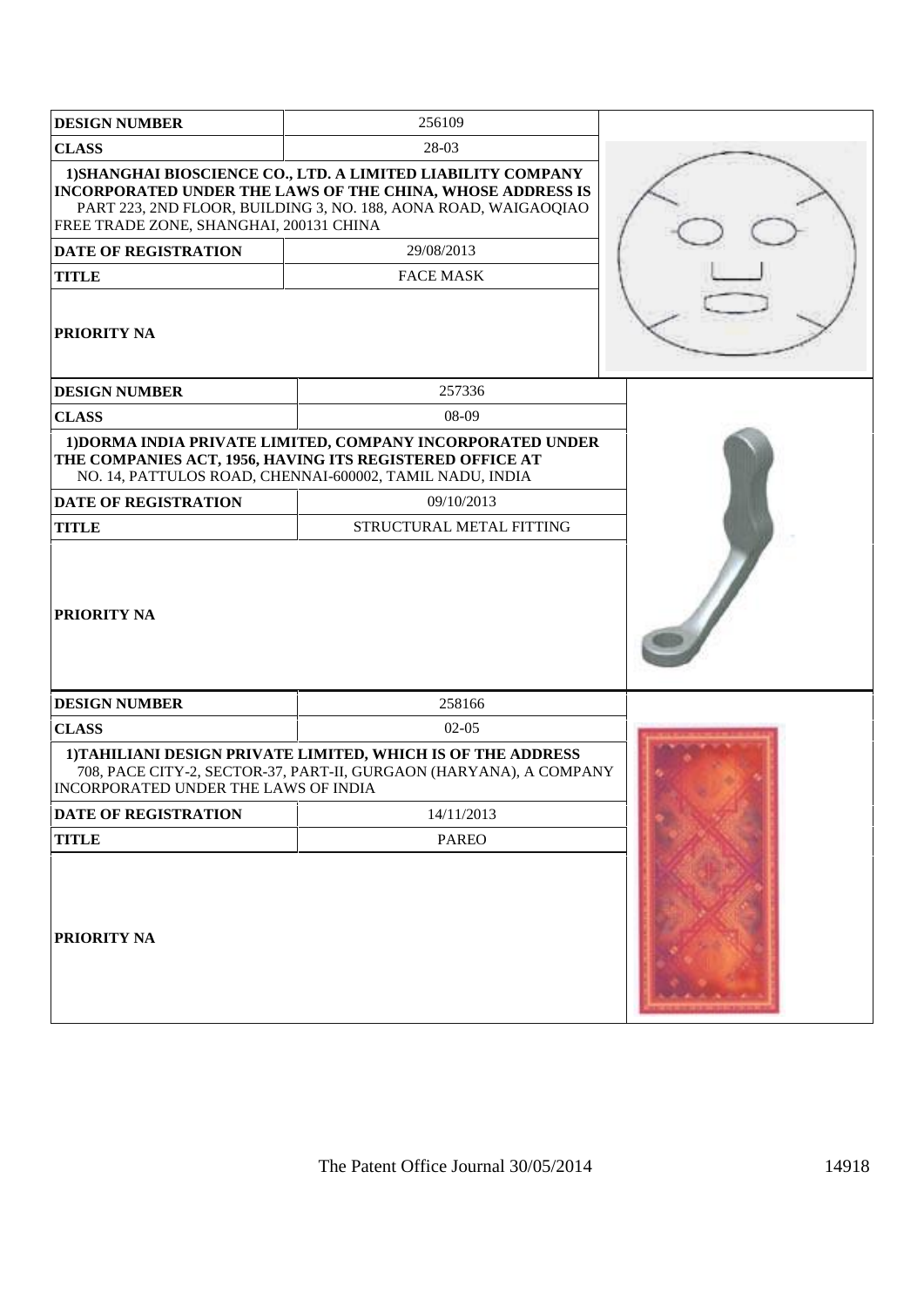| | |
|---|---|
| **DESIGN NUMBER** | 256109 |
| **CLASS** | 28-03 |
| **1)SHANGHAI BIOSCIENCE CO., LTD. A LIMITED LIABILITY COMPANY INCORPORATED UNDER THE LAWS OF THE CHINA, WHOSE ADDRESS IS** PART 223, 2ND FLOOR, BUILDING 3, NO. 188, AONA ROAD, WAIGAOQIAO FREE TRADE ZONE, SHANGHAI, 200131 CHINA | |
| **DATE OF REGISTRATION** | 29/08/2013 |
| **TITLE** | FACE MASK |
| **PRIORITY NA** | |

| | |
|---|---|
| **DESIGN NUMBER** | 257336 |
| **CLASS** | 08-09 |
| **1)DORMA INDIA PRIVATE LIMITED, COMPANY INCORPORATED UNDER THE COMPANIES ACT, 1956, HAVING ITS REGISTERED OFFICE AT** NO. 14, PATTULOS ROAD, CHENNAI-600002, TAMIL NADU, INDIA | |
| **DATE OF REGISTRATION** | 09/10/2013 |
| **TITLE** | STRUCTURAL METAL FITTING |
| **PRIORITY NA** | |

| | |
|---|---|
| **DESIGN NUMBER** | 258166 |
| **CLASS** | 02-05 |
| **1)TAHILIANI DESIGN PRIVATE LIMITED, WHICH IS OF THE ADDRESS** 708, PACE CITY-2, SECTOR-37, PART-II, GURGAON (HARYANA), A COMPANY INCORPORATED UNDER THE LAWS OF INDIA | |
| **DATE OF REGISTRATION** | 14/11/2013 |
| **TITLE** | PAREO |
| **PRIORITY NA** | |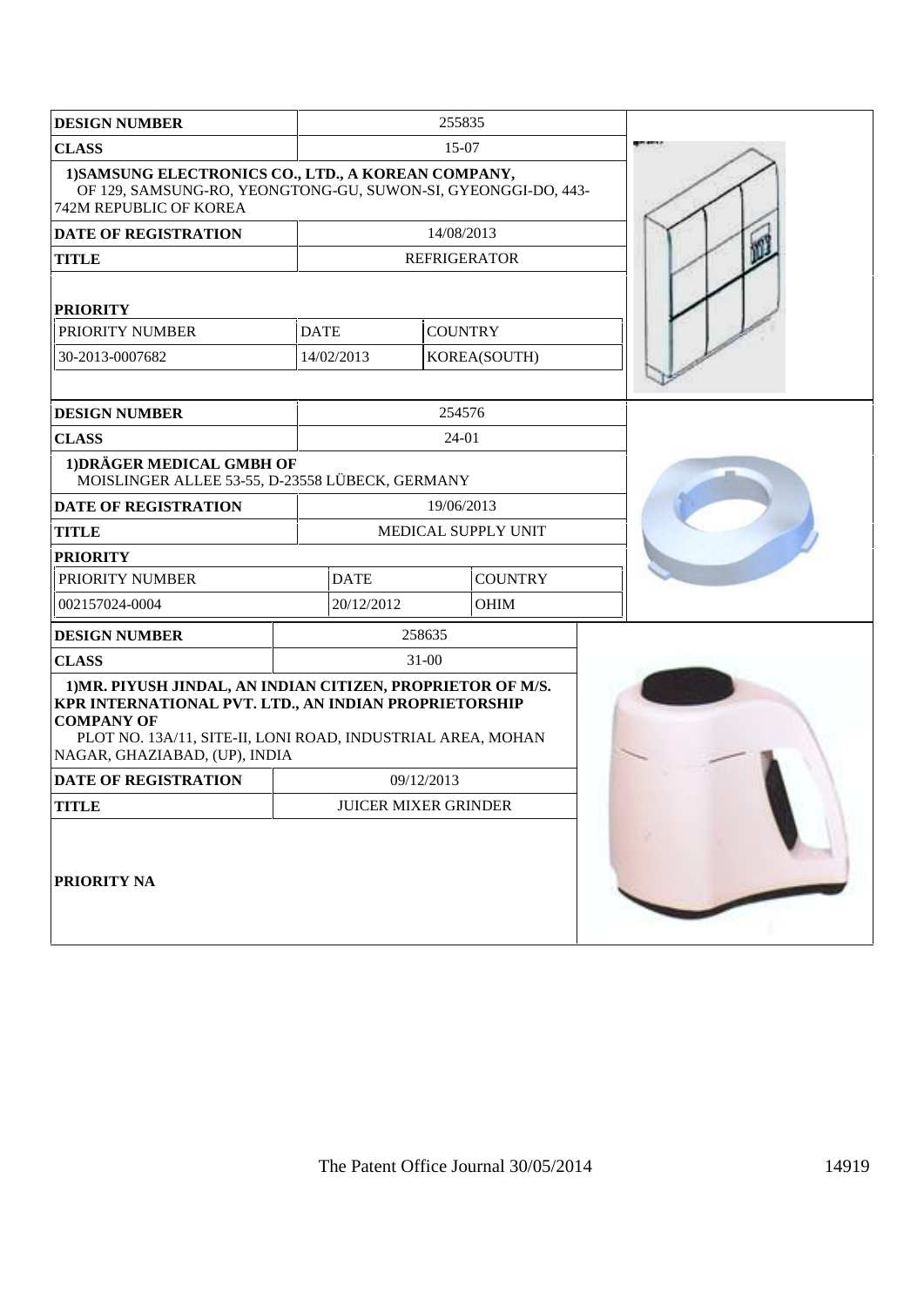| DESIGN NUMBER | 255835 | |
|---|---|---|
| CLASS | 15-07 | |
| 1)SAMSUNG ELECTRONICS CO., LTD., A KOREAN COMPANY, OF 129, SAMSUNG-RO, YEONGTONG-GU, SUWON-SI, GYEONGGI-DO, 443-742M REPUBLIC OF KOREA | | |
| DATE OF REGISTRATION | 14/08/2013 | |
| TITLE | REFRIGERATOR | |
| PRIORITY | | |
| PRIORITY NUMBER | DATE | COUNTRY |
| 30-2013-0007682 | 14/02/2013 | KOREA(SOUTH) |

| DESIGN NUMBER | 254576 | |
|---|---|---|
| CLASS | 24-01 | |
| 1)DRÄGER MEDICAL GMBH OF MOISLINGER ALLEE 53-55, D-23558 LÜBECK, GERMANY | | |
| DATE OF REGISTRATION | 19/06/2013 | |
| TITLE | MEDICAL SUPPLY UNIT | |
| PRIORITY | | |
| PRIORITY NUMBER | DATE | COUNTRY |
| 002157024-0004 | 20/12/2012 | OHIM |

| DESIGN NUMBER | 258635 |
|---|---|
| CLASS | 31-00 |
| 1)MR. PIYUSH JINDAL, AN INDIAN CITIZEN, PROPRIETOR OF M/S. KPR INTERNATIONAL PVT. LTD., AN INDIAN PROPRIETORSHIP COMPANY OF PLOT NO. 13A/11, SITE-II, LONI ROAD, INDUSTRIAL AREA, MOHAN NAGAR, GHAZIABAD, (UP), INDIA | |
| DATE OF REGISTRATION | 09/12/2013 |
| TITLE | JUICER MIXER GRINDER |
| PRIORITY NA | |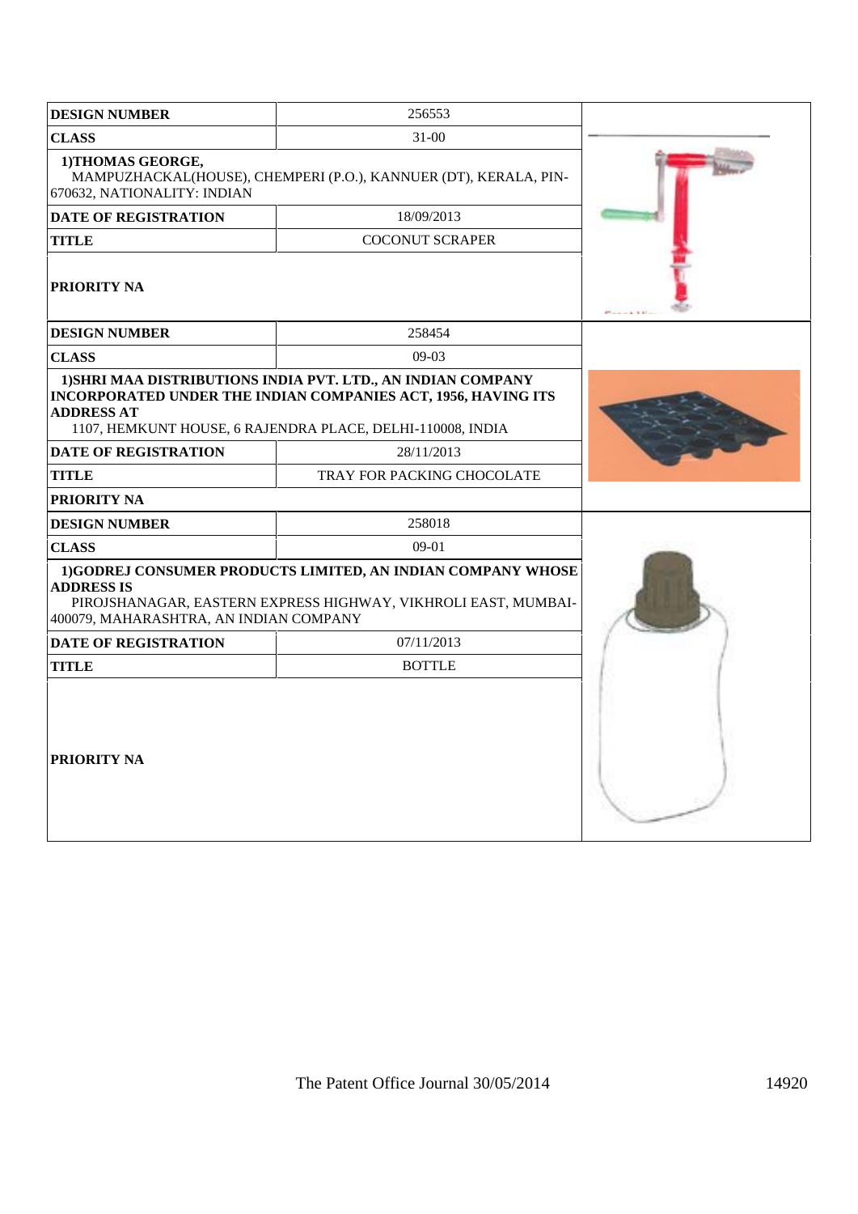| | |
|---|---|
| **DESIGN NUMBER** | 256553 |
| **CLASS** | 31-00 |
| **1)THOMAS GEORGE,** MAMPUZHACKAL(HOUSE), CHEMPERI (P.O.), KANNUER (DT), KERALA, PIN-670632, NATIONALITY: INDIAN | |
| **DATE OF REGISTRATION** | 18/09/2013 |
| **TITLE** | COCONUT SCRAPER |
| **PRIORITY NA** | |

| | |
|---|---|
| **DESIGN NUMBER** | 258454 |
| **CLASS** | 09-03 |
| **1)SHRI MAA DISTRIBUTIONS INDIA PVT. LTD., AN INDIAN COMPANY INCORPORATED UNDER THE INDIAN COMPANIES ACT, 1956, HAVING ITS ADDRESS AT** 1107, HEMKUNT HOUSE, 6 RAJENDRA PLACE, DELHI-110008, INDIA | |
| **DATE OF REGISTRATION** | 28/11/2013 |
| **TITLE** | TRAY FOR PACKING CHOCOLATE |
| **PRIORITY NA** | |

| | |
|---|---|
| **DESIGN NUMBER** | 258018 |
| **CLASS** | 09-01 |
| **1)GODREJ CONSUMER PRODUCTS LIMITED, AN INDIAN COMPANY WHOSE ADDRESS IS** PIROJSHANAGAR, EASTERN EXPRESS HIGHWAY, VIKHROLI EAST, MUMBAI-400079, MAHARASHTRA, AN INDIAN COMPANY | |
| **DATE OF REGISTRATION** | 07/11/2013 |
| **TITLE** | BOTTLE |
| **PRIORITY NA** | |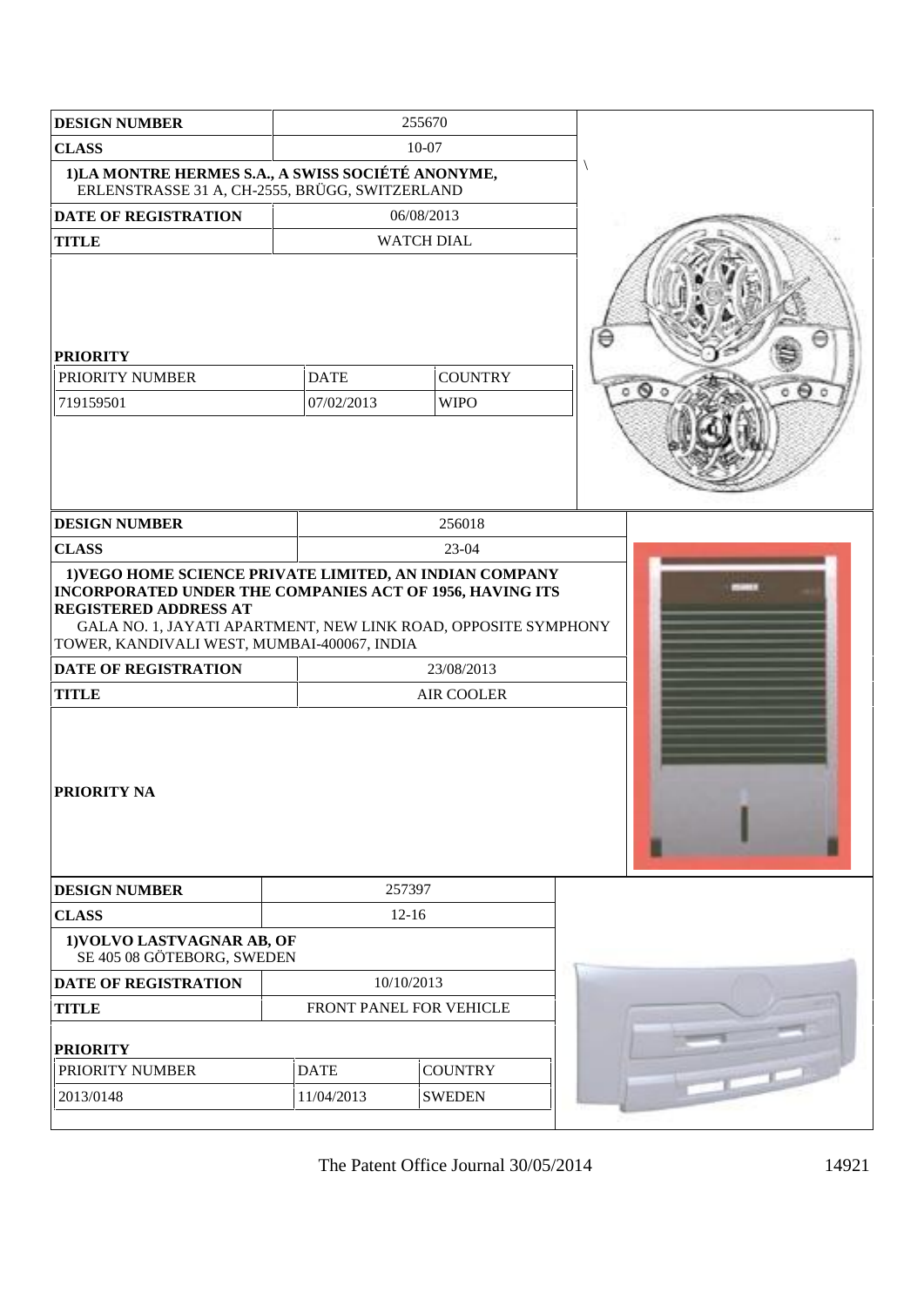| | |
|---|---|
| **DESIGN NUMBER** | 255670 |
| **CLASS** | 10-07 |
| **1)LA MONTRE HERMES S.A., A SWISS SOCIÉTÉ ANONYME,** ERLENSTRASSE 31 A, CH-2555, BRÜGG, SWITZERLAND | |
| **DATE OF REGISTRATION** | 06/08/2013 |
| **TITLE** | WATCH DIAL |

**PRIORITY**

| PRIORITY NUMBER | DATE | COUNTRY |
|---|---|---|
| 719159501 | 07/02/2013 | WIPO |

| | |
|---|---|
| **DESIGN NUMBER** | 256018 |
| **CLASS** | 23-04 |
| **1)VEGO HOME SCIENCE PRIVATE LIMITED, AN INDIAN COMPANY INCORPORATED UNDER THE COMPANIES ACT OF 1956, HAVING ITS REGISTERED ADDRESS AT** GALA NO. 1, JAYATI APARTMENT, NEW LINK ROAD, OPPOSITE SYMPHONY TOWER, KANDIVALI WEST, MUMBAI-400067, INDIA | |
| **DATE OF REGISTRATION** | 23/08/2013 |
| **TITLE** | AIR COOLER |

**PRIORITY NA**

| | |
|---|---|
| **DESIGN NUMBER** | 257397 |
| **CLASS** | 12-16 |
| **1)VOLVO LASTVAGNAR AB, OF** SE 405 08 GÖTEBORG, SWEDEN | |
| **DATE OF REGISTRATION** | 10/10/2013 |
| **TITLE** | FRONT PANEL FOR VEHICLE |

**PRIORITY**

| PRIORITY NUMBER | DATE | COUNTRY |
|---|---|---|
| 2013/0148 | 11/04/2013 | SWEDEN |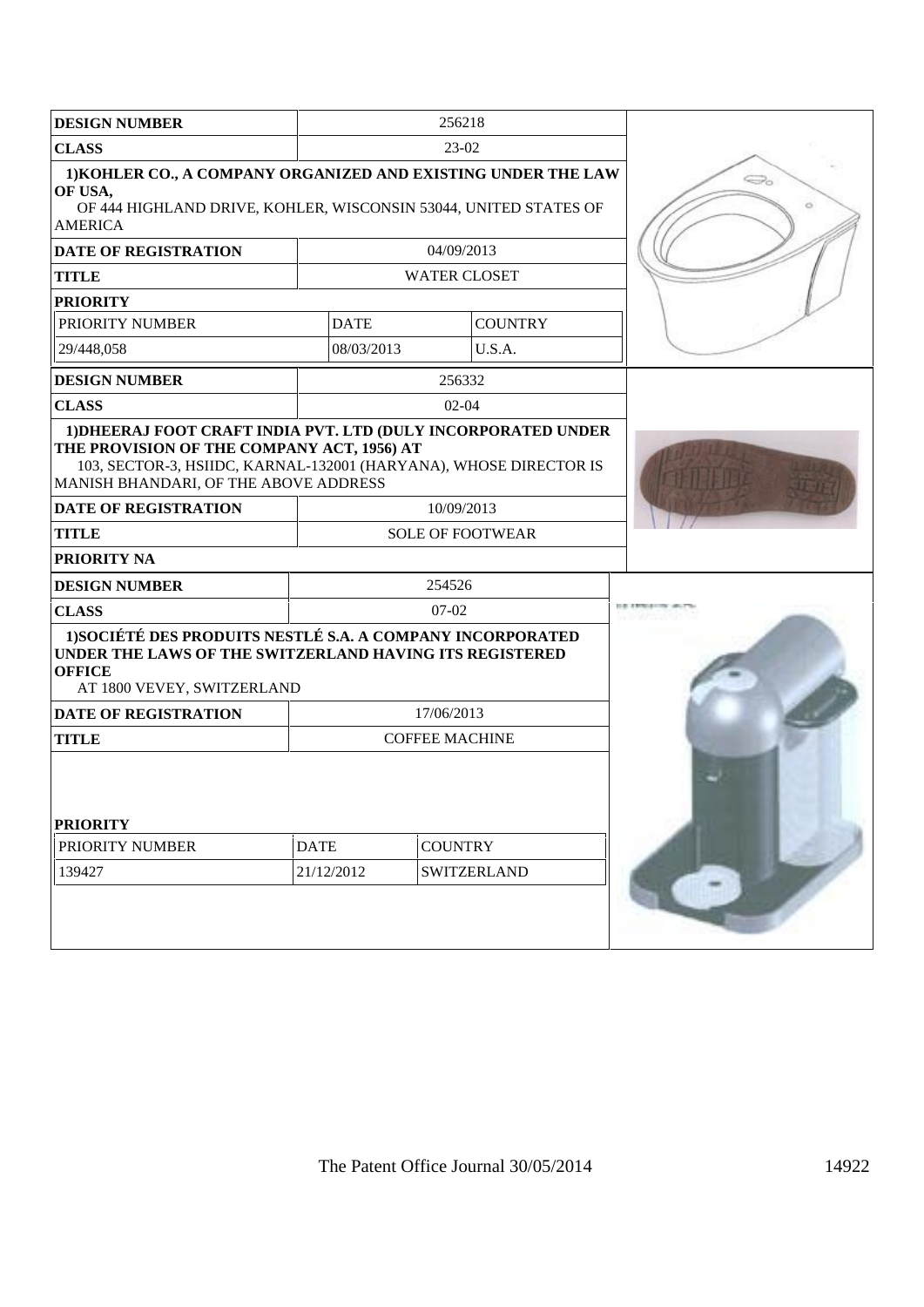| | | | |
|---|---|---|---|
| **DESIGN NUMBER** | 256218 | | |
| **CLASS** | 23-02 | | |
| **1)KOHLER CO., A COMPANY ORGANIZED AND EXISTING UNDER THE LAW OF USA,** OF 444 HIGHLAND DRIVE, KOHLER, WISCONSIN 53044, UNITED STATES OF AMERICA | | | |
| **DATE OF REGISTRATION** | 04/09/2013 | | |
| **TITLE** | WATER CLOSET | | |
| **PRIORITY** | | | |
| PRIORITY NUMBER | DATE | COUNTRY | |
| 29/448,058 | 08/03/2013 | U.S.A. | |

| | |
|---|---|
| **DESIGN NUMBER** | 256332 |
| **CLASS** | 02-04 |
| **1)DHEERAJ FOOT CRAFT INDIA PVT. LTD (DULY INCORPORATED UNDER THE PROVISION OF THE COMPANY ACT, 1956) AT** 103, SECTOR-3, HSIIDC, KARNAL-132001 (HARYANA), WHOSE DIRECTOR IS MANISH BHANDARI, OF THE ABOVE ADDRESS | |
| **DATE OF REGISTRATION** | 10/09/2013 |
| **TITLE** | SOLE OF FOOTWEAR |
| **PRIORITY NA** | |

| | | |
|---|---|---|
| **DESIGN NUMBER** | 254526 | |
| **CLASS** | 07-02 | |
| **1)SOCIÉTÉ DES PRODUITS NESTLÉ S.A. A COMPANY INCORPORATED UNDER THE LAWS OF THE SWITZERLAND HAVING ITS REGISTERED OFFICE** AT 1800 VEVEY, SWITZERLAND | | |
| **DATE OF REGISTRATION** | 17/06/2013 | |
| **TITLE** | COFFEE MACHINE | |
| **PRIORITY** | | |
| PRIORITY NUMBER | DATE | COUNTRY |
| 139427 | 21/12/2012 | SWITZERLAND |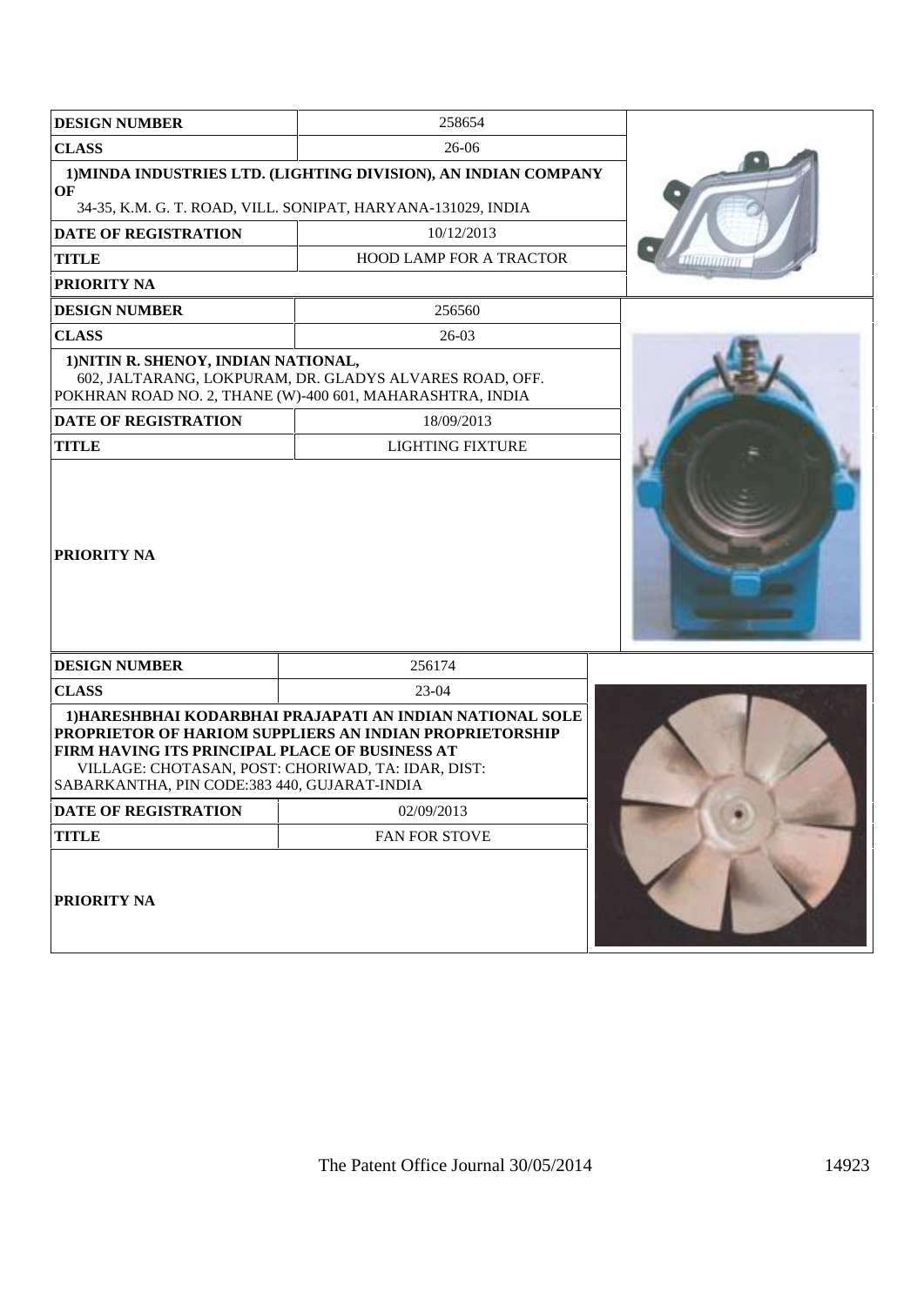| | |
|---|---|
| **DESIGN NUMBER** | 258654 |
| **CLASS** | 26-06 |
| **1)MINDA INDUSTRIES LTD. (LIGHTING DIVISION), AN INDIAN COMPANY OF** 34-35, K.M. G. T. ROAD, VILL. SONIPAT, HARYANA-131029, INDIA | |
| **DATE OF REGISTRATION** | 10/12/2013 |
| **TITLE** | HOOD LAMP FOR A TRACTOR |
| **PRIORITY NA** | |

| | |
|---|---|
| **DESIGN NUMBER** | 256560 |
| **CLASS** | 26-03 |
| **1)NITIN R. SHENOY, INDIAN NATIONAL,** 602, JALTARANG, LOKPURAM, DR. GLADYS ALVARES ROAD, OFF. POKHRAN ROAD NO. 2, THANE (W)-400 601, MAHARASHTRA, INDIA | |
| **DATE OF REGISTRATION** | 18/09/2013 |
| **TITLE** | LIGHTING FIXTURE |
| **PRIORITY NA** | |

| | |
|---|---|
| **DESIGN NUMBER** | 256174 |
| **CLASS** | 23-04 |
| **1)HARESHBHAI KODARBHAI PRAJAPATI AN INDIAN NATIONAL SOLE PROPRIETOR OF HARIOM SUPPLIERS AN INDIAN PROPRIETORSHIP FIRM HAVING ITS PRINCIPAL PLACE OF BUSINESS AT** VILLAGE: CHOTASAN, POST: CHORIWAD, TA: IDAR, DIST: SABARKANTHA, PIN CODE:383 440, GUJARAT-INDIA | |
| **DATE OF REGISTRATION** | 02/09/2013 |
| **TITLE** | FAN FOR STOVE |
| **PRIORITY NA** | |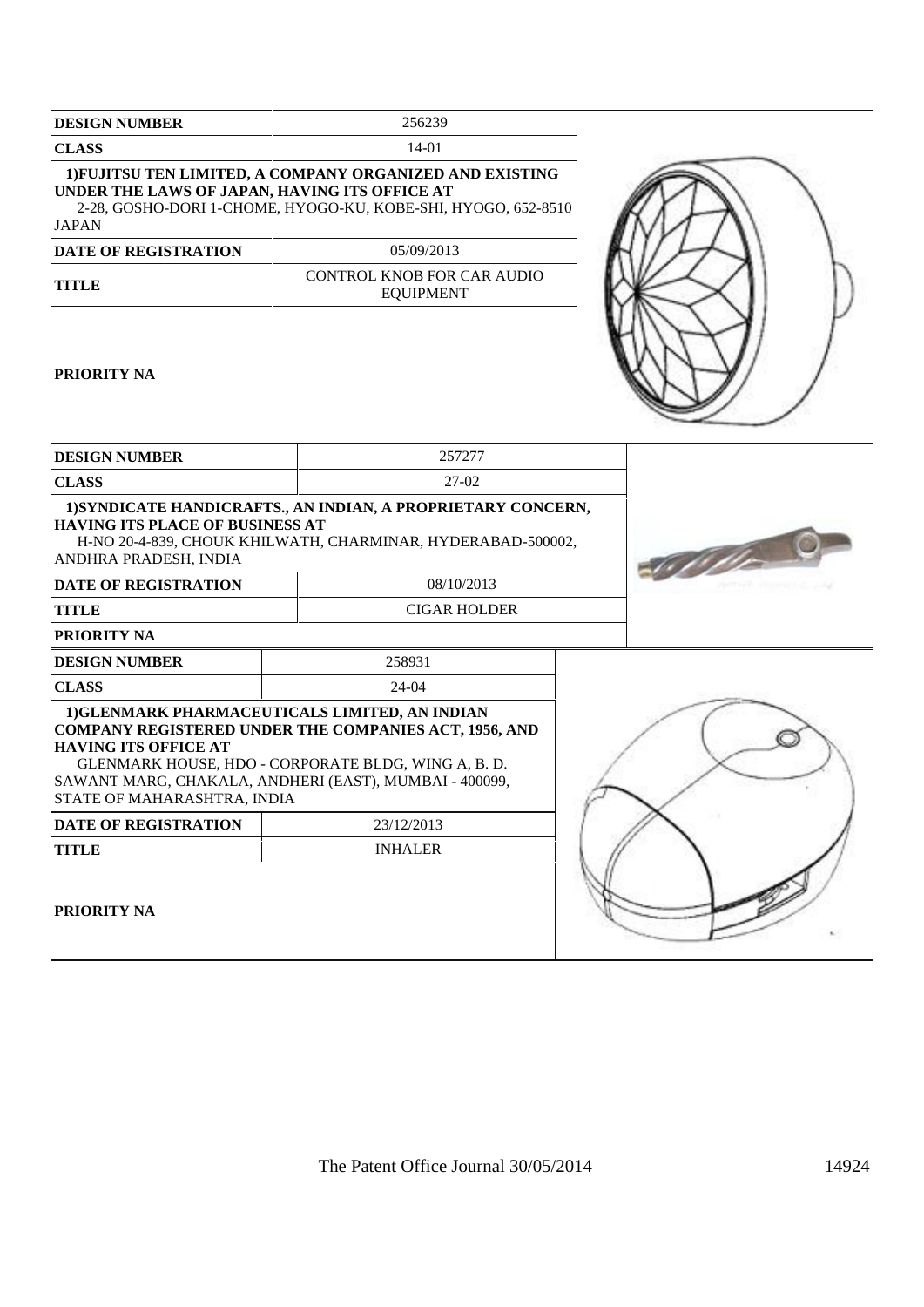| | |
|---|---|
| **DESIGN NUMBER** | 256239 |
| **CLASS** | 14-01 |
| **1)FUJITSU TEN LIMITED, A COMPANY ORGANIZED AND EXISTING UNDER THE LAWS OF JAPAN, HAVING ITS OFFICE AT** 2-28, GOSHO-DORI 1-CHOME, HYOGO-KU, KOBE-SHI, HYOGO, 652-8510 JAPAN | |
| **DATE OF REGISTRATION** | 05/09/2013 |
| **TITLE** | CONTROL KNOB FOR CAR AUDIO EQUIPMENT |
| **PRIORITY NA** | |

| | |
|---|---|
| **DESIGN NUMBER** | 257277 |
| **CLASS** | 27-02 |
| **1)SYNDICATE HANDICRAFTS., AN INDIAN, A PROPRIETARY CONCERN, HAVING ITS PLACE OF BUSINESS AT** H-NO 20-4-839, CHOUK KHILWATH, CHARMINAR, HYDERABAD-500002, ANDHRA PRADESH, INDIA | |
| **DATE OF REGISTRATION** | 08/10/2013 |
| **TITLE** | CIGAR HOLDER |
| **PRIORITY NA** | |

| | |
|---|---|
| **DESIGN NUMBER** | 258931 |
| **CLASS** | 24-04 |
| **1)GLENMARK PHARMACEUTICALS LIMITED, AN INDIAN COMPANY REGISTERED UNDER THE COMPANIES ACT, 1956, AND HAVING ITS OFFICE AT** GLENMARK HOUSE, HDO - CORPORATE BLDG, WING A, B. D. SAWANT MARG, CHAKALA, ANDHERI (EAST), MUMBAI - 400099, STATE OF MAHARASHTRA, INDIA | |
| **DATE OF REGISTRATION** | 23/12/2013 |
| **TITLE** | INHALER |
| **PRIORITY NA** | |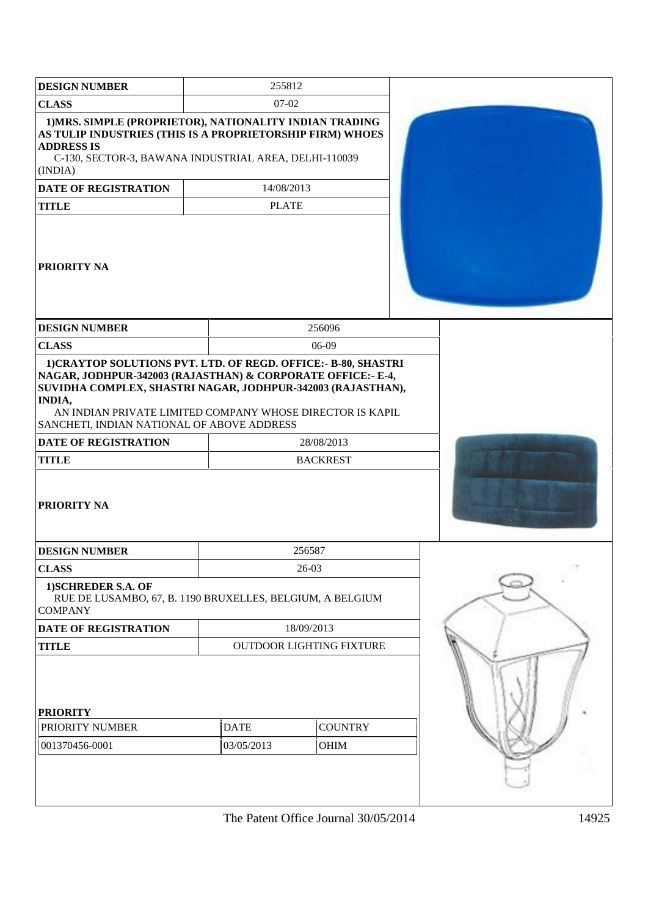| | |
|---|---|
| **DESIGN NUMBER** | 255812 |
| **CLASS** | 07-02 |
| **1)MRS. SIMPLE (PROPRIETOR), NATIONALITY INDIAN TRADING AS TULIP INDUSTRIES (THIS IS A PROPRIETORSHIP FIRM) WHOES ADDRESS IS** C-130, SECTOR-3, BAWANA INDUSTRIAL AREA, DELHI-110039 (INDIA) | |
| **DATE OF REGISTRATION** | 14/08/2013 |
| **TITLE** | PLATE |
| **PRIORITY NA** | |

| | |
|---|---|
| **DESIGN NUMBER** | 256096 |
| **CLASS** | 06-09 |
| **1)CRAYTOP SOLUTIONS PVT. LTD. OF REGD. OFFICE:- B-80, SHASTRI NAGAR, JODHPUR-342003 (RAJASTHAN) & CORPORATE OFFICE:- E-4, SUVIDHA COMPLEX, SHASTRI NAGAR, JODHPUR-342003 (RAJASTHAN), INDIA,** AN INDIAN PRIVATE LIMITED COMPANY WHOSE DIRECTOR IS KAPIL SANCHETI, INDIAN NATIONAL OF ABOVE ADDRESS | |
| **DATE OF REGISTRATION** | 28/08/2013 |
| **TITLE** | BACKREST |
| **PRIORITY NA** | |

| | | |
|---|---|---|
| **DESIGN NUMBER** | 256587 | |
| **CLASS** | 26-03 | |
| **1)SCHREDER S.A. OF** RUE DE LUSAMBO, 67, B. 1190 BRUXELLES, BELGIUM, A BELGIUM COMPANY | | |
| **DATE OF REGISTRATION** | 18/09/2013 | |
| **TITLE** | OUTDOOR LIGHTING FIXTURE | |
| **PRIORITY** | | |
| PRIORITY NUMBER | DATE | COUNTRY |
| 001370456-0001 | 03/05/2013 | OHIM |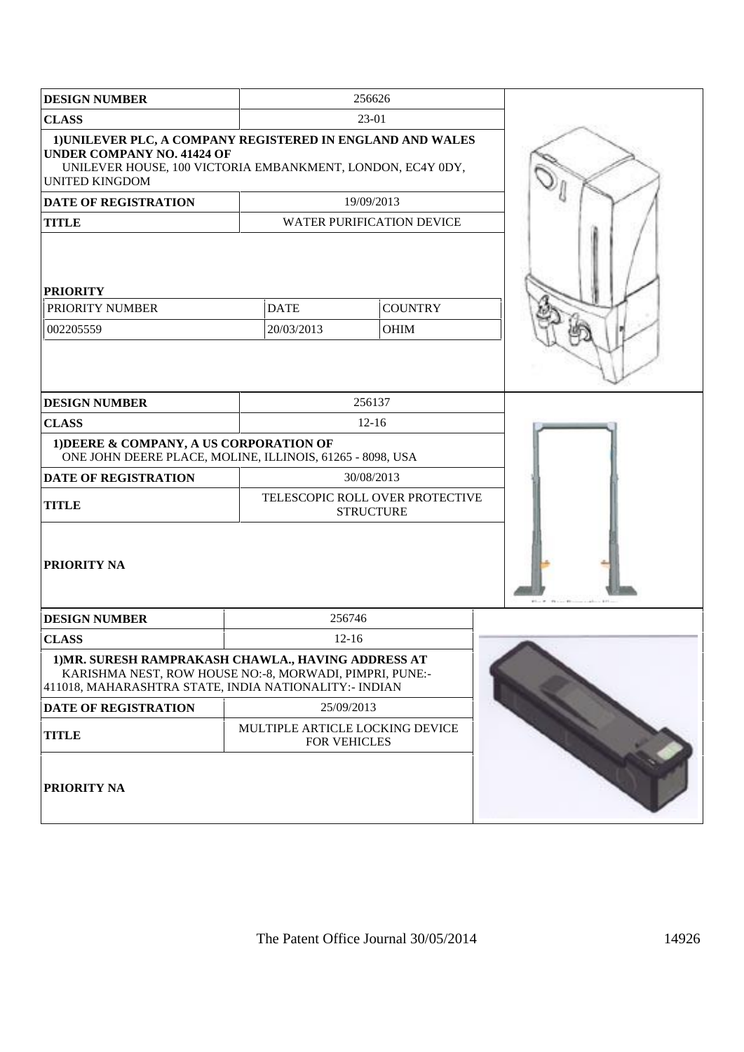| | |
|---|---|
| **DESIGN NUMBER** | 256626 |
| **CLASS** | 23-01 |
| **1)UNILEVER PLC, A COMPANY REGISTERED IN ENGLAND AND WALES UNDER COMPANY NO. 41424 OF** UNILEVER HOUSE, 100 VICTORIA EMBANKMENT, LONDON, EC4Y 0DY, UNITED KINGDOM | |
| **DATE OF REGISTRATION** | 19/09/2013 |
| **TITLE** | WATER PURIFICATION DEVICE |

**PRIORITY**

| PRIORITY NUMBER | DATE | COUNTRY |
|---|---|---|
| 002205559 | 20/03/2013 | OHIM |

| | |
|---|---|
| **DESIGN NUMBER** | 256137 |
| **CLASS** | 12-16 |
| **1)DEERE & COMPANY, A US CORPORATION OF** ONE JOHN DEERE PLACE, MOLINE, ILLINOIS, 61265 - 8098, USA | |
| **DATE OF REGISTRATION** | 30/08/2013 |
| **TITLE** | TELESCOPIC ROLL OVER PROTECTIVE STRUCTURE |
| **PRIORITY NA** | |

| | |
|---|---|
| **DESIGN NUMBER** | 256746 |
| **CLASS** | 12-16 |
| **1)MR. SURESH RAMPRAKASH CHAWLA., HAVING ADDRESS AT** KARISHMA NEST, ROW HOUSE NO:-8, MORWADI, PIMPRI, PUNE:-411018, MAHARASHTRA STATE, INDIA NATIONALITY:- INDIAN | |
| **DATE OF REGISTRATION** | 25/09/2013 |
| **TITLE** | MULTIPLE ARTICLE LOCKING DEVICE FOR VEHICLES |
| **PRIORITY NA** | |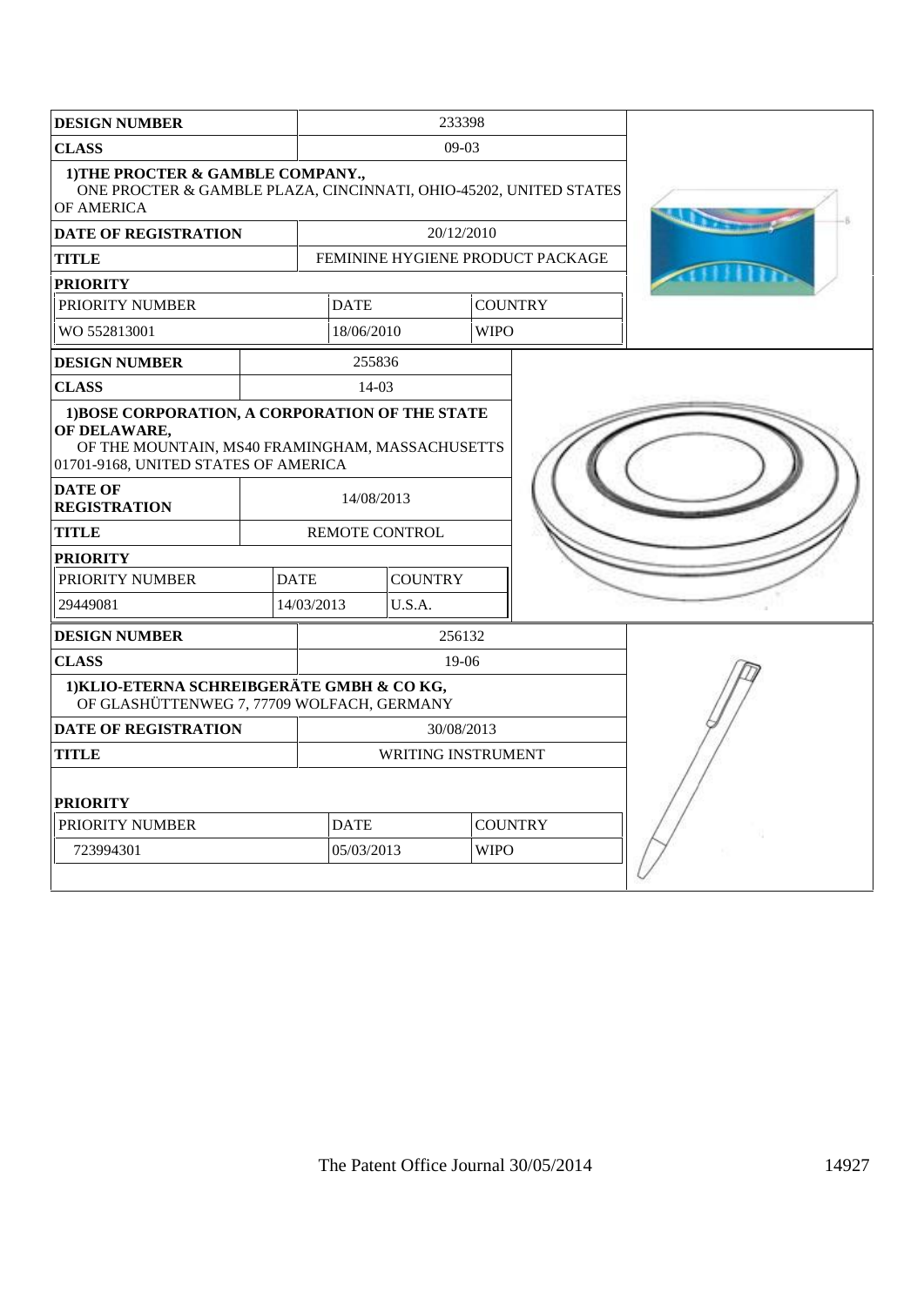| | |
|---|---|
| **DESIGN NUMBER** | 233398 |
| **CLASS** | 09-03 |
| **1)THE PROCTER & GAMBLE COMPANY.,** ONE PROCTER & GAMBLE PLAZA, CINCINNATI, OHIO-45202, UNITED STATES OF AMERICA | |
| **DATE OF REGISTRATION** | 20/12/2010 |
| **TITLE** | FEMININE HYGIENE PRODUCT PACKAGE |
| **PRIORITY** | |

| PRIORITY NUMBER | DATE | COUNTRY |
|---|---|---|
| WO 552813001 | 18/06/2010 | WIPO |

| | |
|---|---|
| **DESIGN NUMBER** | 255836 |
| **CLASS** | 14-03 |
| **1)BOSE CORPORATION, A CORPORATION OF THE STATE OF DELAWARE,** OF THE MOUNTAIN, MS40 FRAMINGHAM, MASSACHUSETTS 01701-9168, UNITED STATES OF AMERICA | |
| **DATE OF REGISTRATION** | 14/08/2013 |
| **TITLE** | REMOTE CONTROL |
| **PRIORITY** | |

| PRIORITY NUMBER | DATE | COUNTRY |
|---|---|---|
| 29449081 | 14/03/2013 | U.S.A. |

| | |
|---|---|
| **DESIGN NUMBER** | 256132 |
| **CLASS** | 19-06 |
| **1)KLIO-ETERNA SCHREIBGERÄTE GMBH & CO KG,** OF GLASHÜTTENWEG 7, 77709 WOLFACH, GERMANY | |
| **DATE OF REGISTRATION** | 30/08/2013 |
| **TITLE** | WRITING INSTRUMENT |
| **PRIORITY** | |

| PRIORITY NUMBER | DATE | COUNTRY |
|---|---|---|
| 723994301 | 05/03/2013 | WIPO |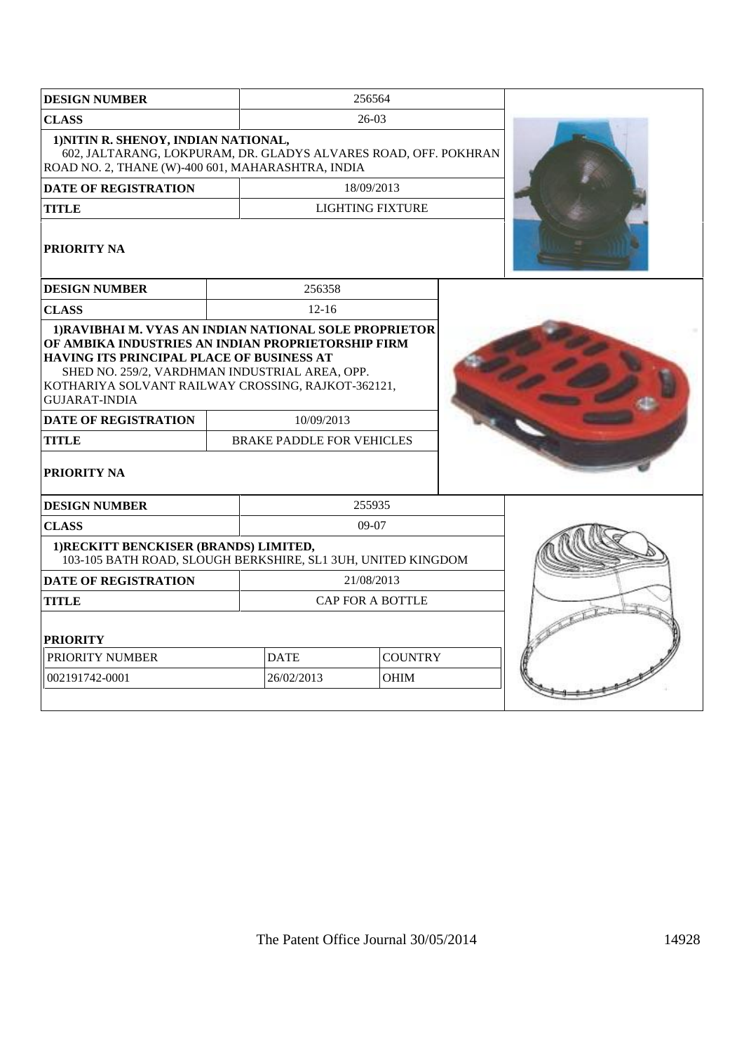| DESIGN NUMBER | 256564 |
| --- | --- |
| CLASS | 26-03 |
| 1)NITIN R. SHENOY, INDIAN NATIONAL, 602, JALTARANG, LOKPURAM, DR. GLADYS ALVARES ROAD, OFF. POKHRAN ROAD NO. 2, THANE (W)-400 601, MAHARASHTRA, INDIA | |
| DATE OF REGISTRATION | 18/09/2013 |
| TITLE | LIGHTING FIXTURE |
| PRIORITY NA | |

| DESIGN NUMBER | 256358 |
| --- | --- |
| CLASS | 12-16 |
| 1)RAVIBHAI M. VYAS AN INDIAN NATIONAL SOLE PROPRIETOR OF AMBIKA INDUSTRIES AN INDIAN PROPRIETORSHIP FIRM HAVING ITS PRINCIPAL PLACE OF BUSINESS AT SHED NO. 259/2, VARDHMAN INDUSTRIAL AREA, OPP. KOTHARIYA SOLVANT RAILWAY CROSSING, RAJKOT-362121, GUJARAT-INDIA | |
| DATE OF REGISTRATION | 10/09/2013 |
| TITLE | BRAKE PADDLE FOR VEHICLES |
| PRIORITY NA | |

| DESIGN NUMBER | 255935 | |
| --- | --- | --- |
| CLASS | 09-07 | |
| 1)RECKITT BENCKISER (BRANDS) LIMITED, 103-105 BATH ROAD, SLOUGH BERKSHIRE, SL1 3UH, UNITED KINGDOM | | |
| DATE OF REGISTRATION | 21/08/2013 | |
| TITLE | CAP FOR A BOTTLE | |
| PRIORITY | | |
| PRIORITY NUMBER | DATE | COUNTRY |
| 002191742-0001 | 26/02/2013 | OHIM |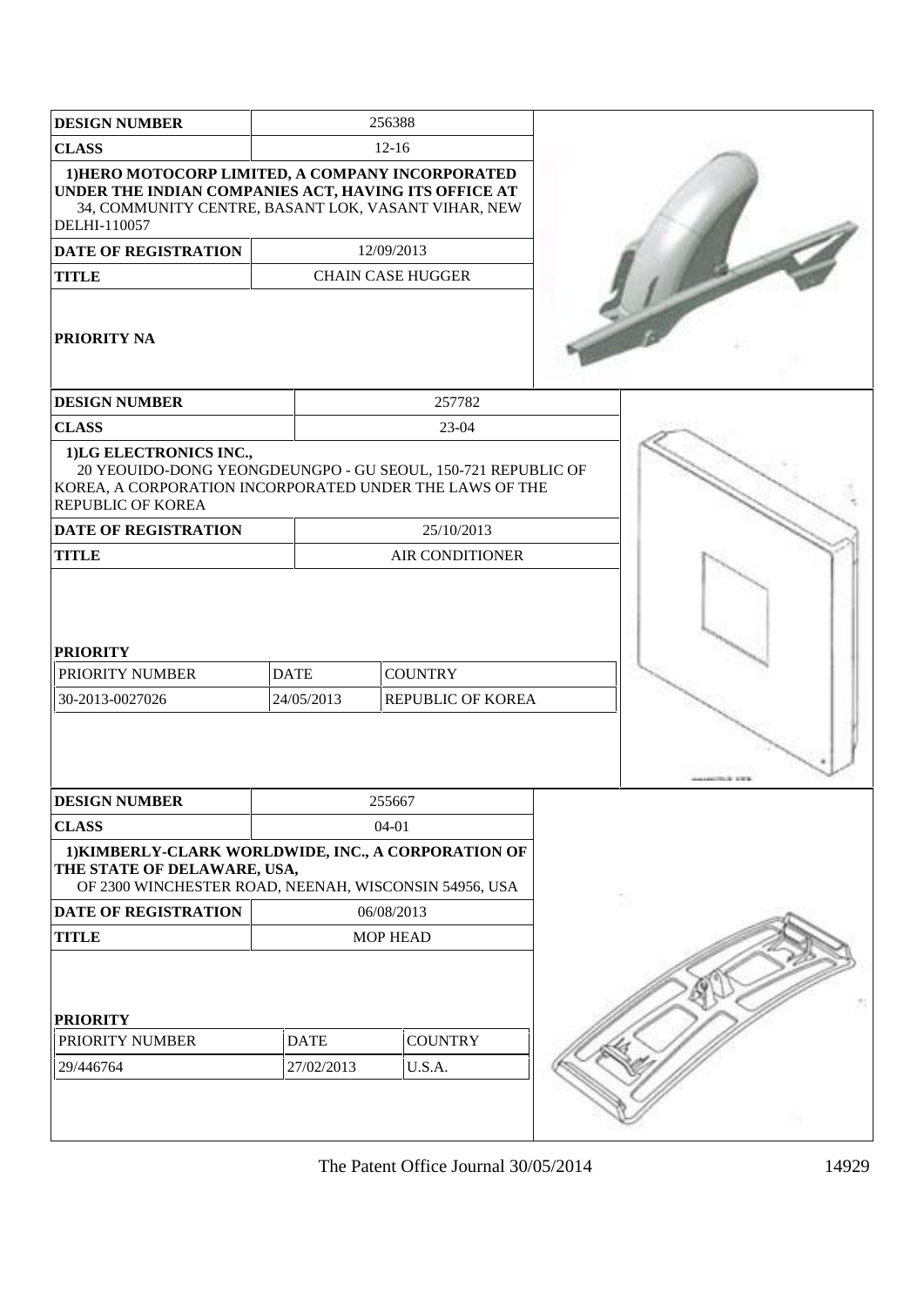| | |
|---|---|
| **DESIGN NUMBER** | 256388 |
| **CLASS** | 12-16 |
| **1)HERO MOTOCORP LIMITED, A COMPANY INCORPORATED UNDER THE INDIAN COMPANIES ACT, HAVING ITS OFFICE AT** 34, COMMUNITY CENTRE, BASANT LOK, VASANT VIHAR, NEW DELHI-110057 | |
| **DATE OF REGISTRATION** | 12/09/2013 |
| **TITLE** | CHAIN CASE HUGGER |
| **PRIORITY NA** | |

| | |
|---|---|
| **DESIGN NUMBER** | 257782 |
| **CLASS** | 23-04 |
| **1)LG ELECTRONICS INC.,** 20 YEOUIDO-DONG YEONGDEUNGPO - GU SEOUL, 150-721 REPUBLIC OF KOREA, A CORPORATION INCORPORATED UNDER THE LAWS OF THE REPUBLIC OF KOREA | |
| **DATE OF REGISTRATION** | 25/10/2013 |
| **TITLE** | AIR CONDITIONER |

**PRIORITY**

| PRIORITY NUMBER | DATE | COUNTRY |
|---|---|---|
| 30-2013-0027026 | 24/05/2013 | REPUBLIC OF KOREA |

| | |
|---|---|
| **DESIGN NUMBER** | 255667 |
| **CLASS** | 04-01 |
| **1)KIMBERLY-CLARK WORLDWIDE, INC., A CORPORATION OF THE STATE OF DELAWARE, USA,** OF 2300 WINCHESTER ROAD, NEENAH, WISCONSIN 54956, USA | |
| **DATE OF REGISTRATION** | 06/08/2013 |
| **TITLE** | MOP HEAD |

**PRIORITY**

| PRIORITY NUMBER | DATE | COUNTRY |
|---|---|---|
| 29/446764 | 27/02/2013 | U.S.A. |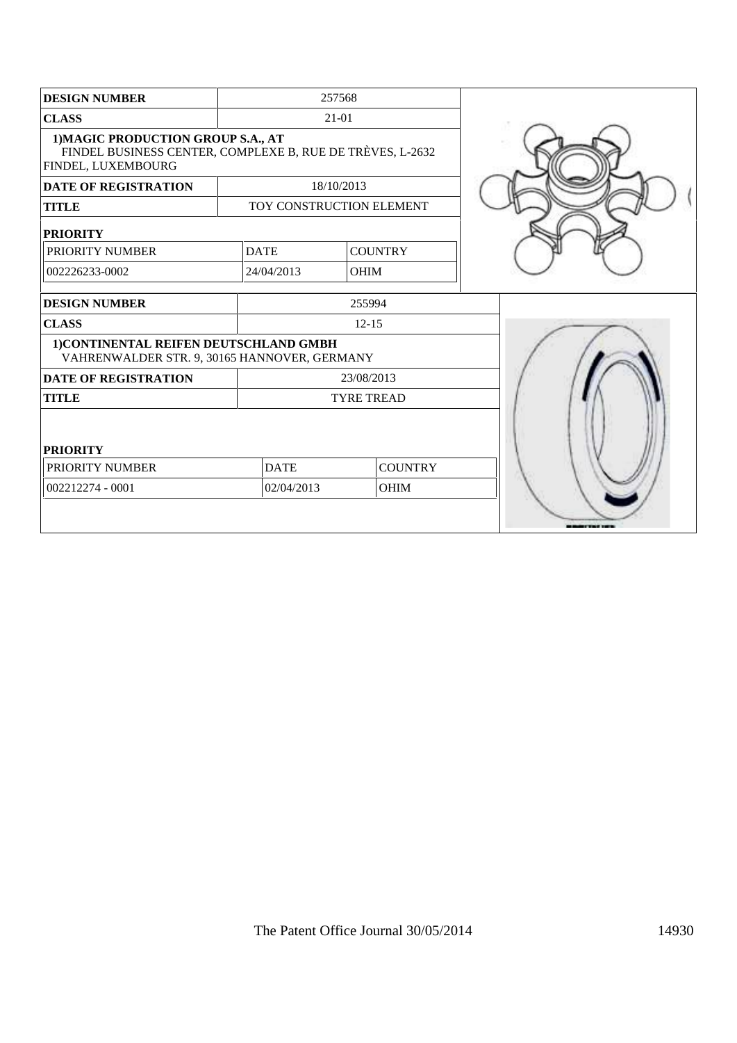| DESIGN NUMBER | 257568 | |
|---|---|---|
| CLASS | 21-01 | |
| 1)MAGIC PRODUCTION GROUP S.A., AT FINDEL BUSINESS CENTER, COMPLEXE B, RUE DE TRÈVES, L-2632 FINDEL, LUXEMBOURG | | |
| DATE OF REGISTRATION | 18/10/2013 | |
| TITLE | TOY CONSTRUCTION ELEMENT | |
| PRIORITY | | |
| PRIORITY NUMBER | DATE | COUNTRY |
| 002226233-0002 | 24/04/2013 | OHIM |

| DESIGN NUMBER | 255994 | |
|---|---|---|
| CLASS | 12-15 | |
| 1)CONTINENTAL REIFEN DEUTSCHLAND GMBH VAHRENWALDER STR. 9, 30165 HANNOVER, GERMANY | | |
| DATE OF REGISTRATION | 23/08/2013 | |
| TITLE | TYRE TREAD | |
| PRIORITY | | |
| PRIORITY NUMBER | DATE | COUNTRY |
| 002212274 - 0001 | 02/04/2013 | OHIM |